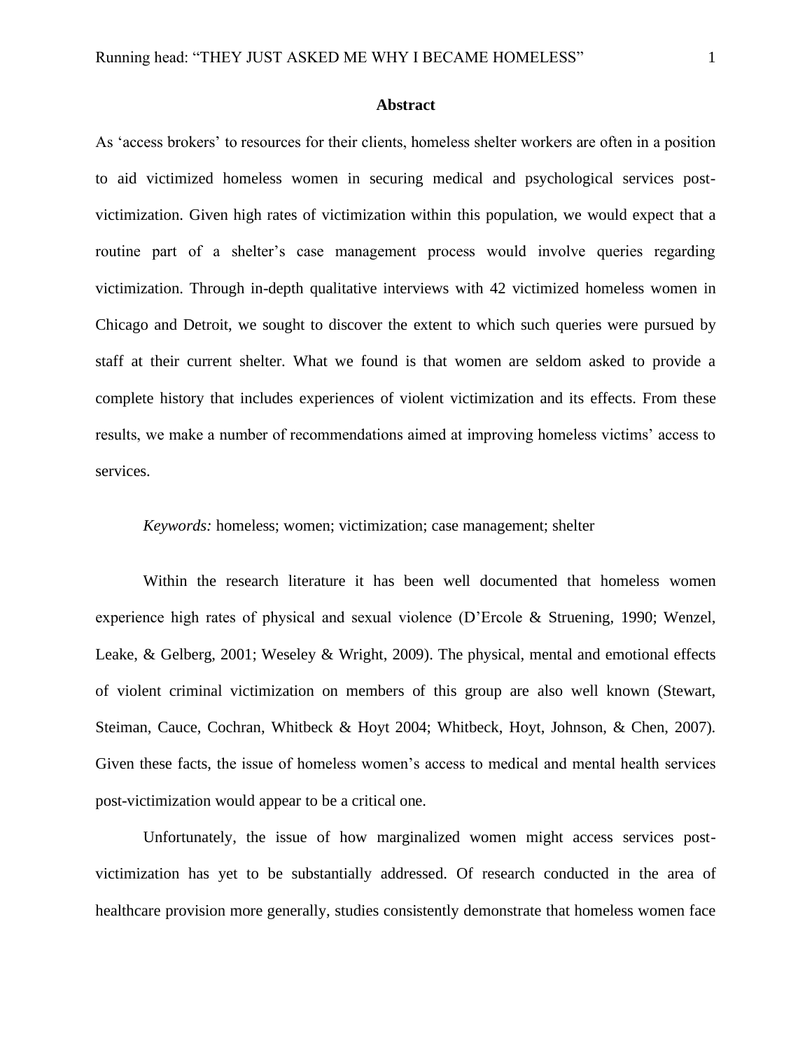## Abstract

As 'access brokers' to resources for their clients, homeless shelter workers are often in a position to aid victimized homeless women in securing medical and psychological services post-victimization. Given high rates of victimization within this population, we would expect that a routine part of a shelter's case management process would involve queries regarding victimization. Through in-depth qualitative interviews with 42 victimized homeless women in Chicago and Detroit, we sought to discover the extent to which such queries were pursued by staff at their current shelter. What we found is that women are seldom asked to provide a complete history that includes experiences of violent victimization and its effects. From these results, we make a number of recommendations aimed at improving homeless victims' access to services.

*Keywords:* homeless; women; victimization; case management; shelter

Within the research literature it has been well documented that homeless women experience high rates of physical and sexual violence (D'Ercole & Struening, 1990; Wenzel, Leake, & Gelberg, 2001; Weseley & Wright, 2009). The physical, mental and emotional effects of violent criminal victimization on members of this group are also well known (Stewart, Steiman, Cauce, Cochran, Whitbeck & Hoyt 2004; Whitbeck, Hoyt, Johnson, & Chen, 2007). Given these facts, the issue of homeless women's access to medical and mental health services post-victimization would appear to be a critical one.

Unfortunately, the issue of how marginalized women might access services post-victimization has yet to be substantially addressed. Of research conducted in the area of healthcare provision more generally, studies consistently demonstrate that homeless women face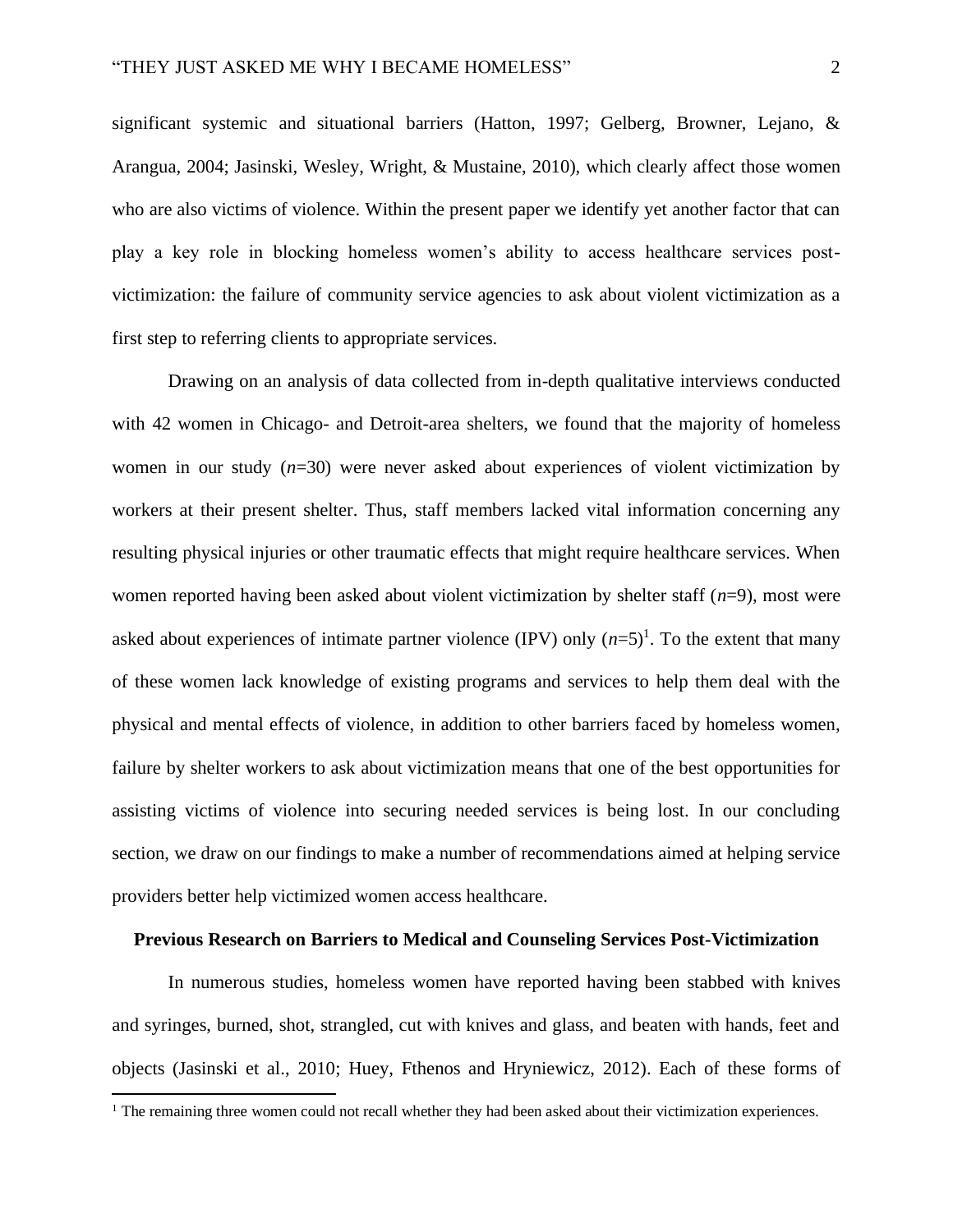significant systemic and situational barriers (Hatton, 1997; Gelberg, Browner, Lejano, & Arangua, 2004; Jasinski, Wesley, Wright, & Mustaine, 2010), which clearly affect those women who are also victims of violence. Within the present paper we identify yet another factor that can play a key role in blocking homeless women's ability to access healthcare services post-victimization: the failure of community service agencies to ask about violent victimization as a first step to referring clients to appropriate services.

Drawing on an analysis of data collected from in-depth qualitative interviews conducted with 42 women in Chicago- and Detroit-area shelters, we found that the majority of homeless women in our study ($n$=30) were never asked about experiences of violent victimization by workers at their present shelter. Thus, staff members lacked vital information concerning any resulting physical injuries or other traumatic effects that might require healthcare services. When women reported having been asked about violent victimization by shelter staff ($n$=9), most were asked about experiences of intimate partner violence (IPV) only ($n$=5)[1]. To the extent that many of these women lack knowledge of existing programs and services to help them deal with the physical and mental effects of violence, in addition to other barriers faced by homeless women, failure by shelter workers to ask about victimization means that one of the best opportunities for assisting victims of violence into securing needed services is being lost. In our concluding section, we draw on our findings to make a number of recommendations aimed at helping service providers better help victimized women access healthcare.

## Previous Research on Barriers to Medical and Counseling Services Post-Victimization

In numerous studies, homeless women have reported having been stabbed with knives and syringes, burned, shot, strangled, cut with knives and glass, and beaten with hands, feet and objects (Jasinski et al., 2010; Huey, Fthenos and Hryniewicz, 2012). Each of these forms of

[1] The remaining three women could not recall whether they had been asked about their victimization experiences.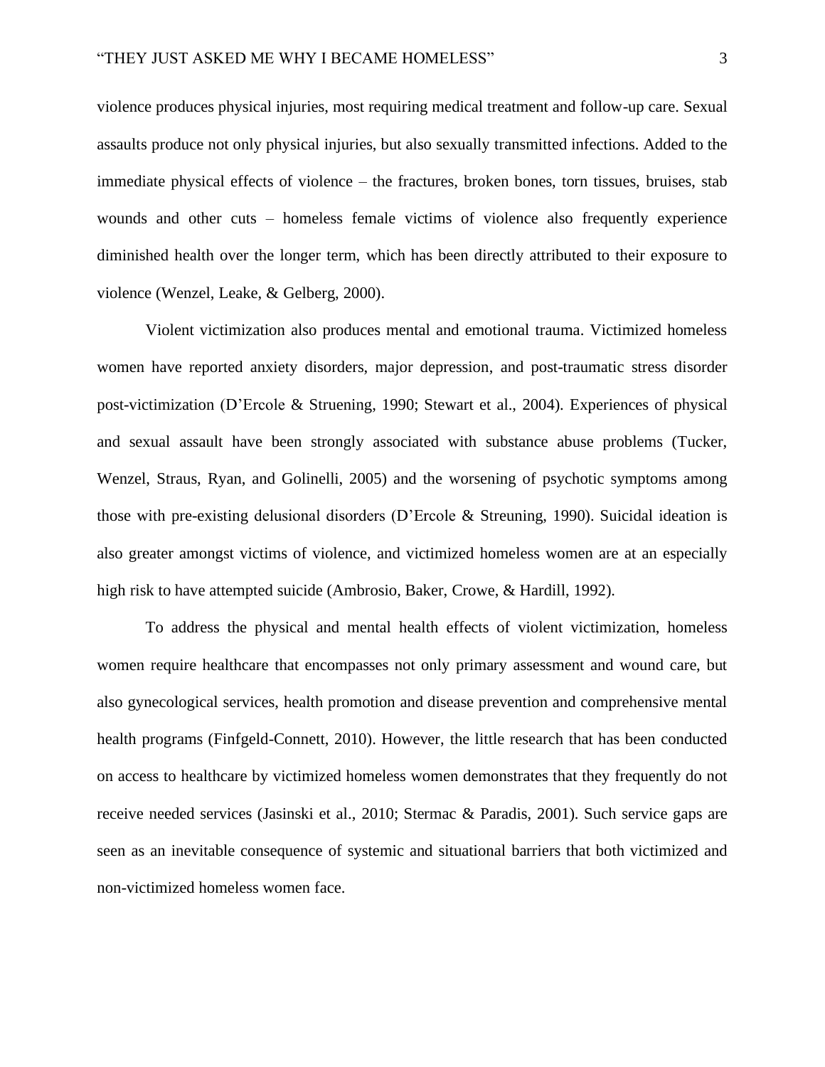violence produces physical injuries, most requiring medical treatment and follow-up care. Sexual assaults produce not only physical injuries, but also sexually transmitted infections. Added to the immediate physical effects of violence – the fractures, broken bones, torn tissues, bruises, stab wounds and other cuts – homeless female victims of violence also frequently experience diminished health over the longer term, which has been directly attributed to their exposure to violence (Wenzel, Leake, & Gelberg, 2000).

Violent victimization also produces mental and emotional trauma. Victimized homeless women have reported anxiety disorders, major depression, and post-traumatic stress disorder post-victimization (D'Ercole & Struening, 1990; Stewart et al., 2004). Experiences of physical and sexual assault have been strongly associated with substance abuse problems (Tucker, Wenzel, Straus, Ryan, and Golinelli, 2005) and the worsening of psychotic symptoms among those with pre-existing delusional disorders (D'Ercole & Streuning, 1990). Suicidal ideation is also greater amongst victims of violence, and victimized homeless women are at an especially high risk to have attempted suicide (Ambrosio, Baker, Crowe, & Hardill, 1992).

To address the physical and mental health effects of violent victimization, homeless women require healthcare that encompasses not only primary assessment and wound care, but also gynecological services, health promotion and disease prevention and comprehensive mental health programs (Finfgeld-Connett, 2010). However, the little research that has been conducted on access to healthcare by victimized homeless women demonstrates that they frequently do not receive needed services (Jasinski et al., 2010; Stermac & Paradis, 2001). Such service gaps are seen as an inevitable consequence of systemic and situational barriers that both victimized and non-victimized homeless women face.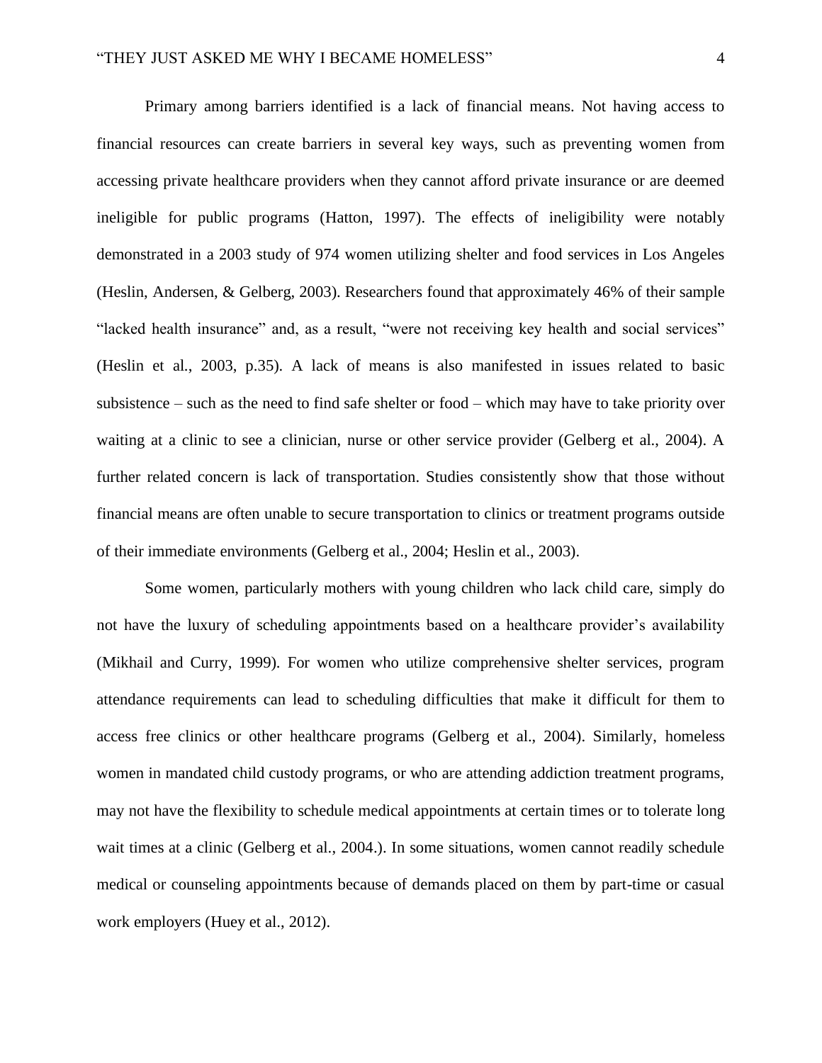Primary among barriers identified is a lack of financial means. Not having access to financial resources can create barriers in several key ways, such as preventing women from accessing private healthcare providers when they cannot afford private insurance or are deemed ineligible for public programs (Hatton, 1997). The effects of ineligibility were notably demonstrated in a 2003 study of 974 women utilizing shelter and food services in Los Angeles (Heslin, Andersen, & Gelberg, 2003). Researchers found that approximately 46% of their sample "lacked health insurance" and, as a result, "were not receiving key health and social services" (Heslin et al., 2003, p.35). A lack of means is also manifested in issues related to basic subsistence – such as the need to find safe shelter or food – which may have to take priority over waiting at a clinic to see a clinician, nurse or other service provider (Gelberg et al., 2004). A further related concern is lack of transportation. Studies consistently show that those without financial means are often unable to secure transportation to clinics or treatment programs outside of their immediate environments (Gelberg et al., 2004; Heslin et al., 2003).

Some women, particularly mothers with young children who lack child care, simply do not have the luxury of scheduling appointments based on a healthcare provider's availability (Mikhail and Curry, 1999). For women who utilize comprehensive shelter services, program attendance requirements can lead to scheduling difficulties that make it difficult for them to access free clinics or other healthcare programs (Gelberg et al., 2004). Similarly, homeless women in mandated child custody programs, or who are attending addiction treatment programs, may not have the flexibility to schedule medical appointments at certain times or to tolerate long wait times at a clinic (Gelberg et al., 2004.). In some situations, women cannot readily schedule medical or counseling appointments because of demands placed on them by part-time or casual work employers (Huey et al., 2012).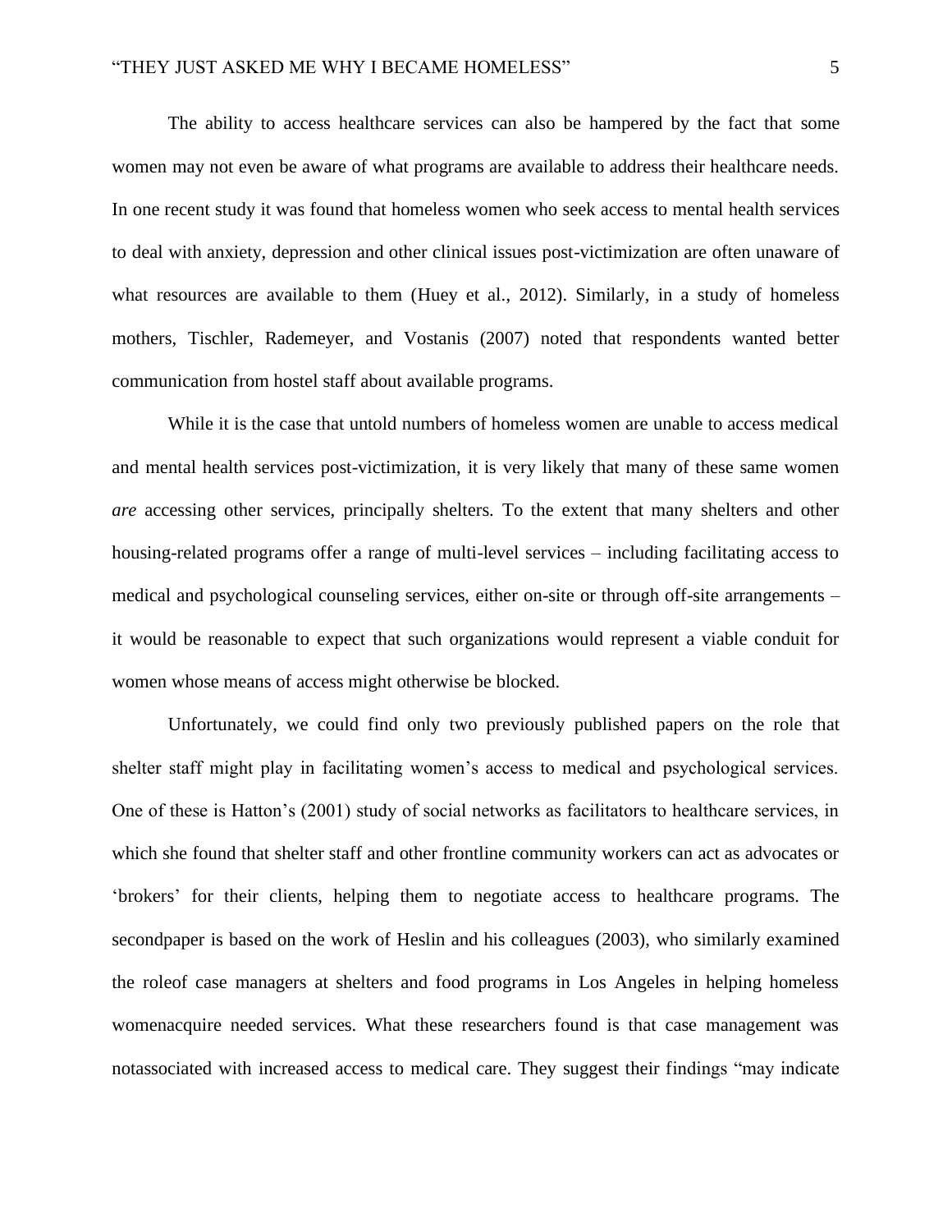The ability to access healthcare services can also be hampered by the fact that some women may not even be aware of what programs are available to address their healthcare needs. In one recent study it was found that homeless women who seek access to mental health services to deal with anxiety, depression and other clinical issues post-victimization are often unaware of what resources are available to them (Huey et al., 2012). Similarly, in a study of homeless mothers, Tischler, Rademeyer, and Vostanis (2007) noted that respondents wanted better communication from hostel staff about available programs.

While it is the case that untold numbers of homeless women are unable to access medical and mental health services post-victimization, it is very likely that many of these same women *are* accessing other services, principally shelters. To the extent that many shelters and other housing-related programs offer a range of multi-level services – including facilitating access to medical and psychological counseling services, either on-site or through off-site arrangements – it would be reasonable to expect that such organizations would represent a viable conduit for women whose means of access might otherwise be blocked.

Unfortunately, we could find only two previously published papers on the role that shelter staff might play in facilitating women's access to medical and psychological services. One of these is Hatton's (2001) study of social networks as facilitators to healthcare services, in which she found that shelter staff and other frontline community workers can act as advocates or 'brokers' for their clients, helping them to negotiate access to healthcare programs. The secondpaper is based on the work of Heslin and his colleagues (2003), who similarly examined the roleof case managers at shelters and food programs in Los Angeles in helping homeless womenacquire needed services. What these researchers found is that case management was notassociated with increased access to medical care. They suggest their findings "may indicate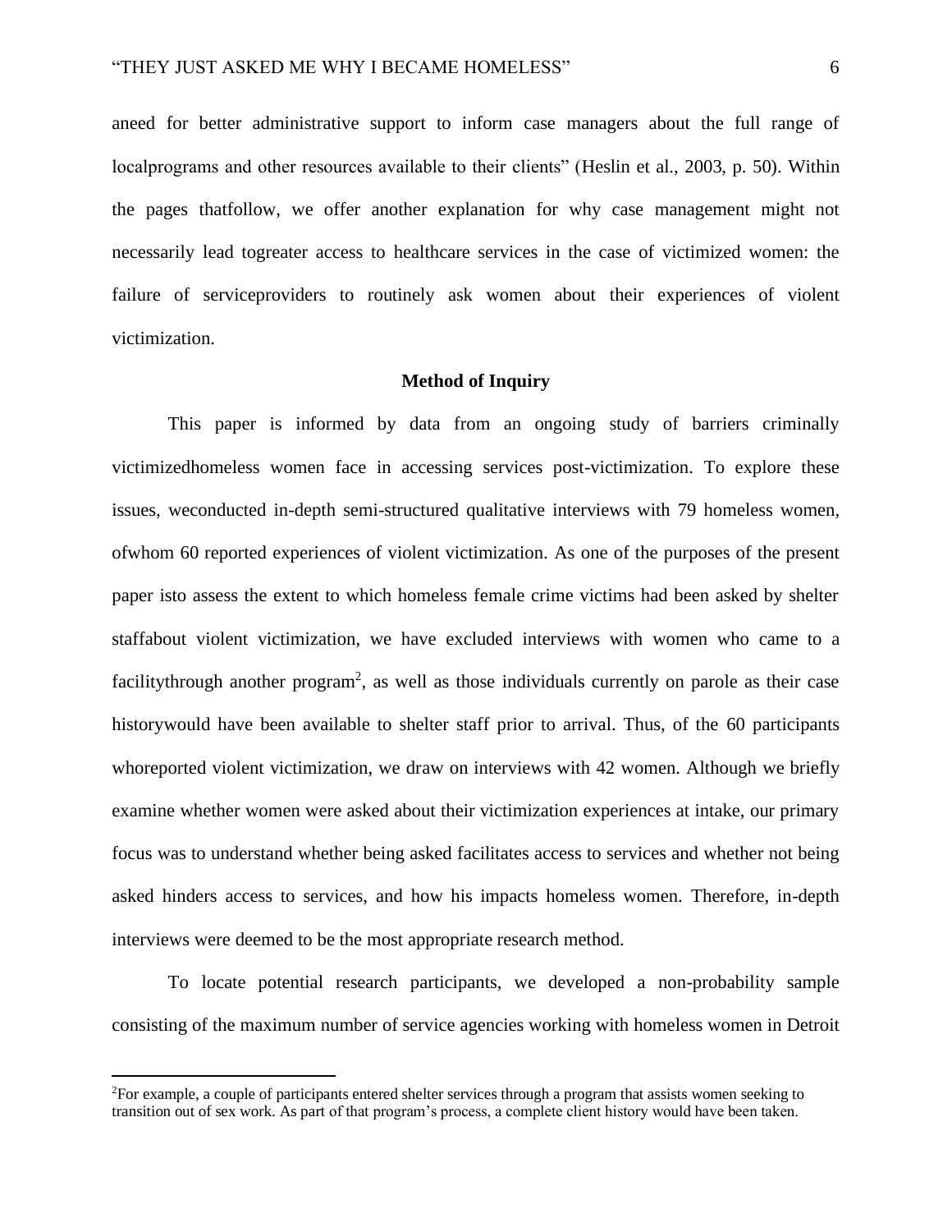aneed for better administrative support to inform case managers about the full range of localprograms and other resources available to their clients" (Heslin et al., 2003, p. 50). Within the pages thatfollow, we offer another explanation for why case management might not necessarily lead togreater access to healthcare services in the case of victimized women: the failure of serviceproviders to routinely ask women about their experiences of violent victimization.

## Method of Inquiry

This paper is informed by data from an ongoing study of barriers criminally victimizedhomeless women face in accessing services post-victimization. To explore these issues, weconducted in-depth semi-structured qualitative interviews with 79 homeless women, ofwhom 60 reported experiences of violent victimization. As one of the purposes of the present paper isto assess the extent to which homeless female crime victims had been asked by shelter staffabout violent victimization, we have excluded interviews with women who came to a facilitythrough another program[2], as well as those individuals currently on parole as their case historywould have been available to shelter staff prior to arrival. Thus, of the 60 participants whoreported violent victimization, we draw on interviews with 42 women. Although we briefly examine whether women were asked about their victimization experiences at intake, our primary focus was to understand whether being asked facilitates access to services and whether not being asked hinders access to services, and how his impacts homeless women. Therefore, in-depth interviews were deemed to be the most appropriate research method.

To locate potential research participants, we developed a non-probability sample consisting of the maximum number of service agencies working with homeless women in Detroit

---

[2]For example, a couple of participants entered shelter services through a program that assists women seeking to transition out of sex work. As part of that program's process, a complete client history would have been taken.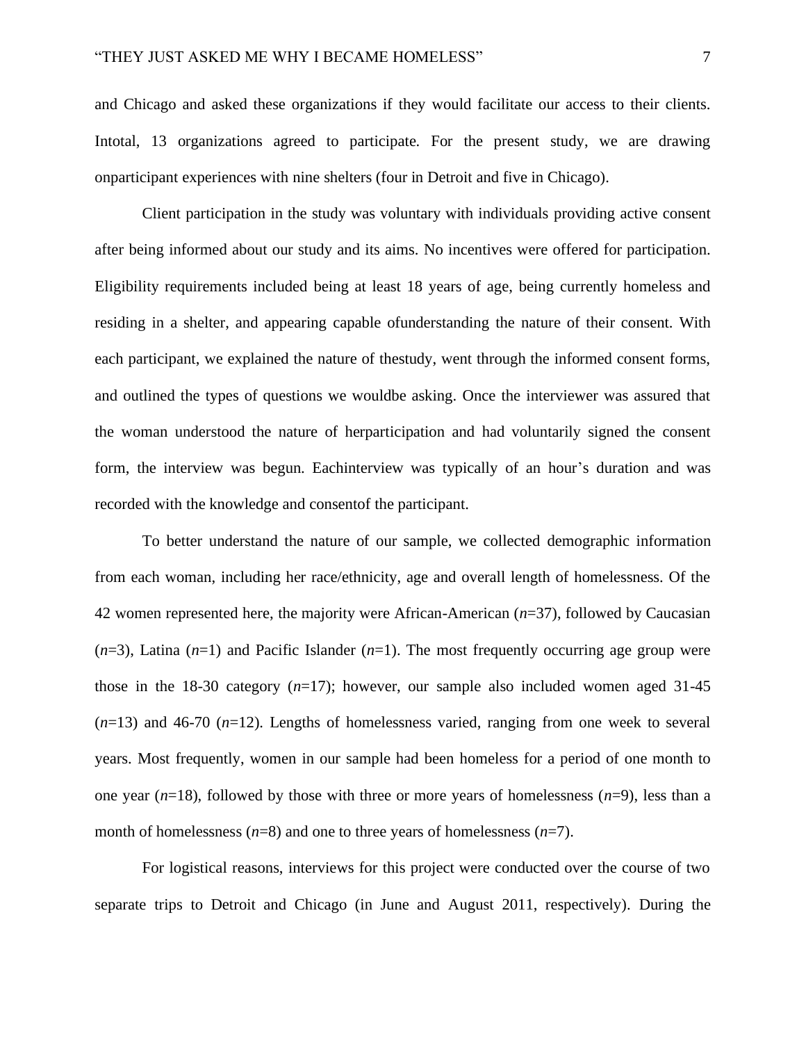and Chicago and asked these organizations if they would facilitate our access to their clients. Intotal, 13 organizations agreed to participate. For the present study, we are drawing onparticipant experiences with nine shelters (four in Detroit and five in Chicago).

Client participation in the study was voluntary with individuals providing active consent after being informed about our study and its aims. No incentives were offered for participation. Eligibility requirements included being at least 18 years of age, being currently homeless and residing in a shelter, and appearing capable ofunderstanding the nature of their consent. With each participant, we explained the nature of thestudy, went through the informed consent forms, and outlined the types of questions we wouldbe asking. Once the interviewer was assured that the woman understood the nature of herparticipation and had voluntarily signed the consent form, the interview was begun. Eachinterview was typically of an hour's duration and was recorded with the knowledge and consentof the participant.

To better understand the nature of our sample, we collected demographic information from each woman, including her race/ethnicity, age and overall length of homelessness. Of the 42 women represented here, the majority were African-American (*n*=37), followed by Caucasian (*n*=3), Latina (*n*=1) and Pacific Islander (*n*=1). The most frequently occurring age group were those in the 18-30 category (*n*=17); however, our sample also included women aged 31-45 (*n*=13) and 46-70 (*n*=12). Lengths of homelessness varied, ranging from one week to several years. Most frequently, women in our sample had been homeless for a period of one month to one year (*n*=18), followed by those with three or more years of homelessness (*n*=9), less than a month of homelessness (*n*=8) and one to three years of homelessness (*n*=7).

For logistical reasons, interviews for this project were conducted over the course of two separate trips to Detroit and Chicago (in June and August 2011, respectively). During the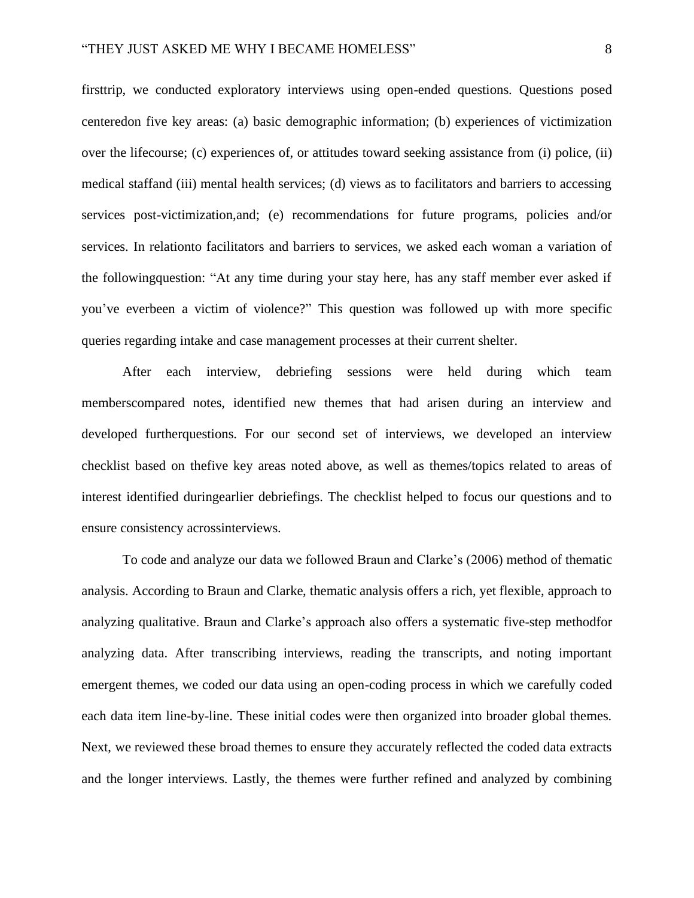firsttrip, we conducted exploratory interviews using open-ended questions. Questions posed centeredon five key areas: (a) basic demographic information; (b) experiences of victimization over the lifecourse; (c) experiences of, or attitudes toward seeking assistance from (i) police, (ii) medical staffand (iii) mental health services; (d) views as to facilitators and barriers to accessing services post-victimization,and; (e) recommendations for future programs, policies and/or services. In relationto facilitators and barriers to services, we asked each woman a variation of the followingquestion: "At any time during your stay here, has any staff member ever asked if you've everbeen a victim of violence?" This question was followed up with more specific queries regarding intake and case management processes at their current shelter.

After each interview, debriefing sessions were held during which team memberscompared notes, identified new themes that had arisen during an interview and developed furtherquestions. For our second set of interviews, we developed an interview checklist based on thefive key areas noted above, as well as themes/topics related to areas of interest identified duringearlier debriefings. The checklist helped to focus our questions and to ensure consistency acrossinterviews.

To code and analyze our data we followed Braun and Clarke's (2006) method of thematic analysis. According to Braun and Clarke, thematic analysis offers a rich, yet flexible, approach to analyzing qualitative. Braun and Clarke's approach also offers a systematic five-step methodfor analyzing data. After transcribing interviews, reading the transcripts, and noting important emergent themes, we coded our data using an open-coding process in which we carefully coded each data item line-by-line. These initial codes were then organized into broader global themes. Next, we reviewed these broad themes to ensure they accurately reflected the coded data extracts and the longer interviews. Lastly, the themes were further refined and analyzed by combining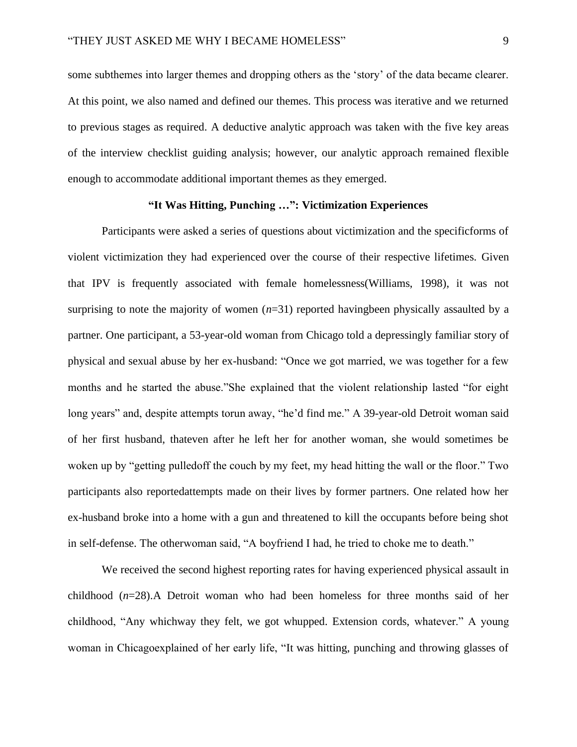some subthemes into larger themes and dropping others as the 'story' of the data became clearer. At this point, we also named and defined our themes. This process was iterative and we returned to previous stages as required. A deductive analytic approach was taken with the five key areas of the interview checklist guiding analysis; however, our analytic approach remained flexible enough to accommodate additional important themes as they emerged.

### "It Was Hitting, Punching …": Victimization Experiences

Participants were asked a series of questions about victimization and the specificforms of violent victimization they had experienced over the course of their respective lifetimes. Given that IPV is frequently associated with female homelessness(Williams, 1998), it was not surprising to note the majority of women (*n*=31) reported havingbeen physically assaulted by a partner. One participant, a 53-year-old woman from Chicago told a depressingly familiar story of physical and sexual abuse by her ex-husband: "Once we got married, we was together for a few months and he started the abuse."She explained that the violent relationship lasted "for eight long years" and, despite attempts torun away, "he'd find me." A 39-year-old Detroit woman said of her first husband, thateven after he left her for another woman, she would sometimes be woken up by "getting pulledoff the couch by my feet, my head hitting the wall or the floor." Two participants also reportedattempts made on their lives by former partners. One related how her ex-husband broke into a home with a gun and threatened to kill the occupants before being shot in self-defense. The otherwoman said, "A boyfriend I had, he tried to choke me to death."

We received the second highest reporting rates for having experienced physical assault in childhood (*n*=28).A Detroit woman who had been homeless for three months said of her childhood, "Any whichway they felt, we got whupped. Extension cords, whatever." A young woman in Chicagoexplained of her early life, "It was hitting, punching and throwing glasses of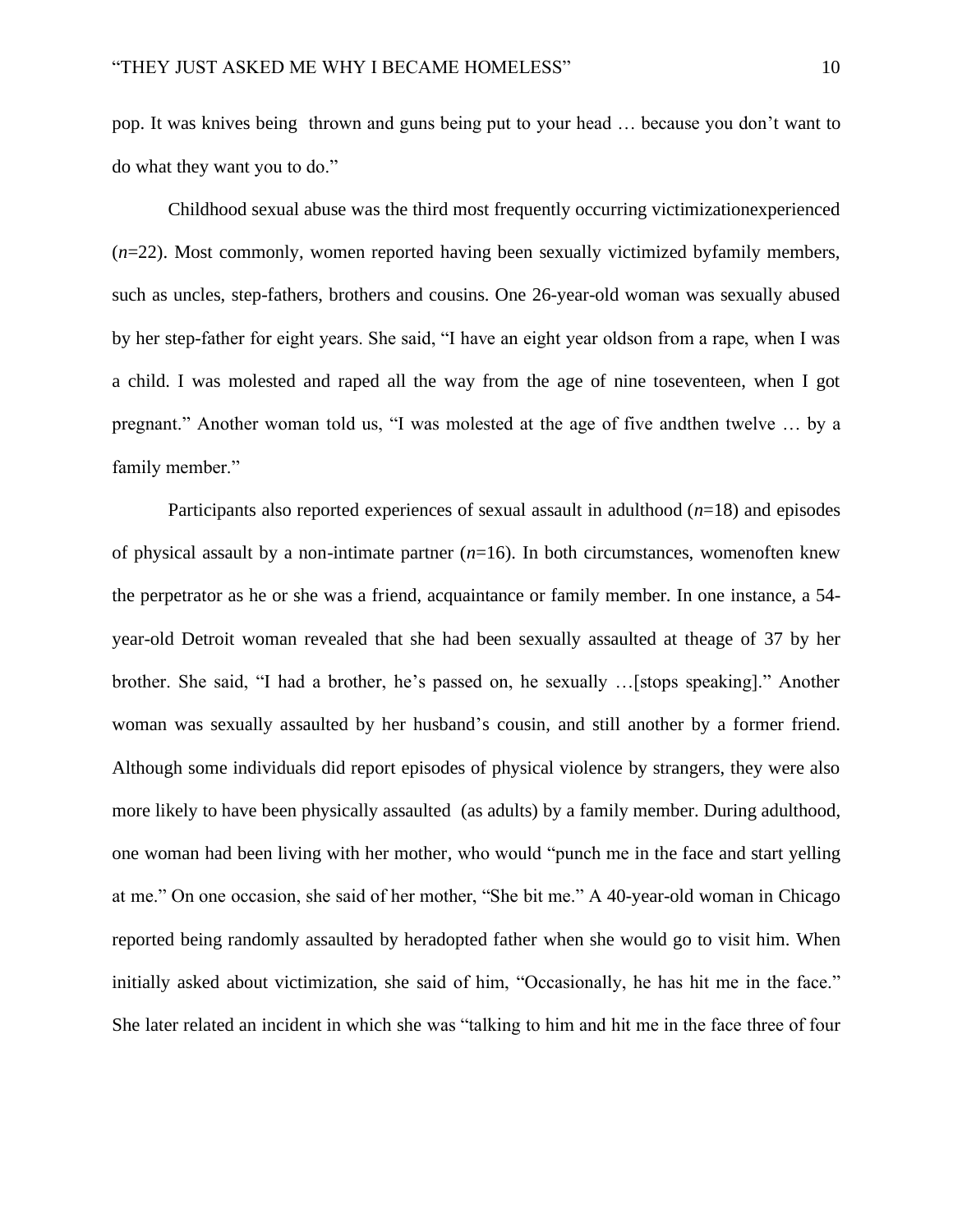pop. It was knives being thrown and guns being put to your head … because you don't want to do what they want you to do."

Childhood sexual abuse was the third most frequently occurring victimizationexperienced (*n*=22). Most commonly, women reported having been sexually victimized byfamily members, such as uncles, step-fathers, brothers and cousins. One 26-year-old woman was sexually abused by her step-father for eight years. She said, "I have an eight year oldson from a rape, when I was a child. I was molested and raped all the way from the age of nine toseventeen, when I got pregnant." Another woman told us, "I was molested at the age of five andthen twelve … by a family member."

Participants also reported experiences of sexual assault in adulthood (*n*=18) and episodes of physical assault by a non-intimate partner (*n*=16). In both circumstances, womenoften knew the perpetrator as he or she was a friend, acquaintance or family member. In one instance, a 54-year-old Detroit woman revealed that she had been sexually assaulted at theage of 37 by her brother. She said, "I had a brother, he's passed on, he sexually …[stops speaking]." Another woman was sexually assaulted by her husband's cousin, and still another by a former friend. Although some individuals did report episodes of physical violence by strangers, they were also more likely to have been physically assaulted (as adults) by a family member. During adulthood, one woman had been living with her mother, who would "punch me in the face and start yelling at me." On one occasion, she said of her mother, "She bit me." A 40-year-old woman in Chicago reported being randomly assaulted by heradopted father when she would go to visit him. When initially asked about victimization, she said of him, "Occasionally, he has hit me in the face." She later related an incident in which she was "talking to him and hit me in the face three of four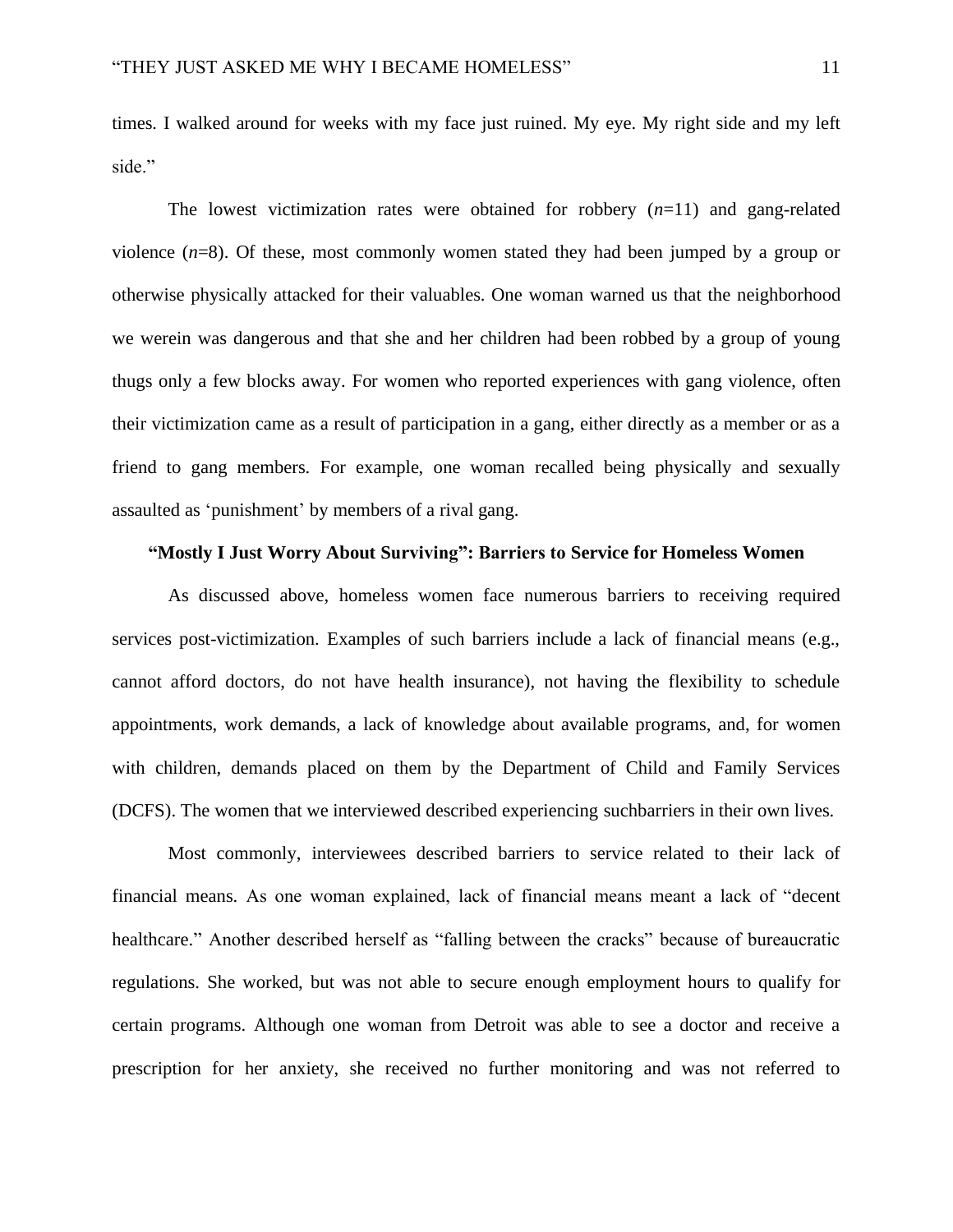times. I walked around for weeks with my face just ruined. My eye. My right side and my left side."

The lowest victimization rates were obtained for robbery (*n*=11) and gang-related violence (*n*=8). Of these, most commonly women stated they had been jumped by a group or otherwise physically attacked for their valuables. One woman warned us that the neighborhood we werein was dangerous and that she and her children had been robbed by a group of young thugs only a few blocks away. For women who reported experiences with gang violence, often their victimization came as a result of participation in a gang, either directly as a member or as a friend to gang members. For example, one woman recalled being physically and sexually assaulted as 'punishment' by members of a rival gang.

## "Mostly I Just Worry About Surviving": Barriers to Service for Homeless Women

As discussed above, homeless women face numerous barriers to receiving required services post-victimization. Examples of such barriers include a lack of financial means (e.g., cannot afford doctors, do not have health insurance), not having the flexibility to schedule appointments, work demands, a lack of knowledge about available programs, and, for women with children, demands placed on them by the Department of Child and Family Services (DCFS). The women that we interviewed described experiencing suchbarriers in their own lives.

Most commonly, interviewees described barriers to service related to their lack of financial means. As one woman explained, lack of financial means meant a lack of "decent healthcare." Another described herself as "falling between the cracks" because of bureaucratic regulations. She worked, but was not able to secure enough employment hours to qualify for certain programs. Although one woman from Detroit was able to see a doctor and receive a prescription for her anxiety, she received no further monitoring and was not referred to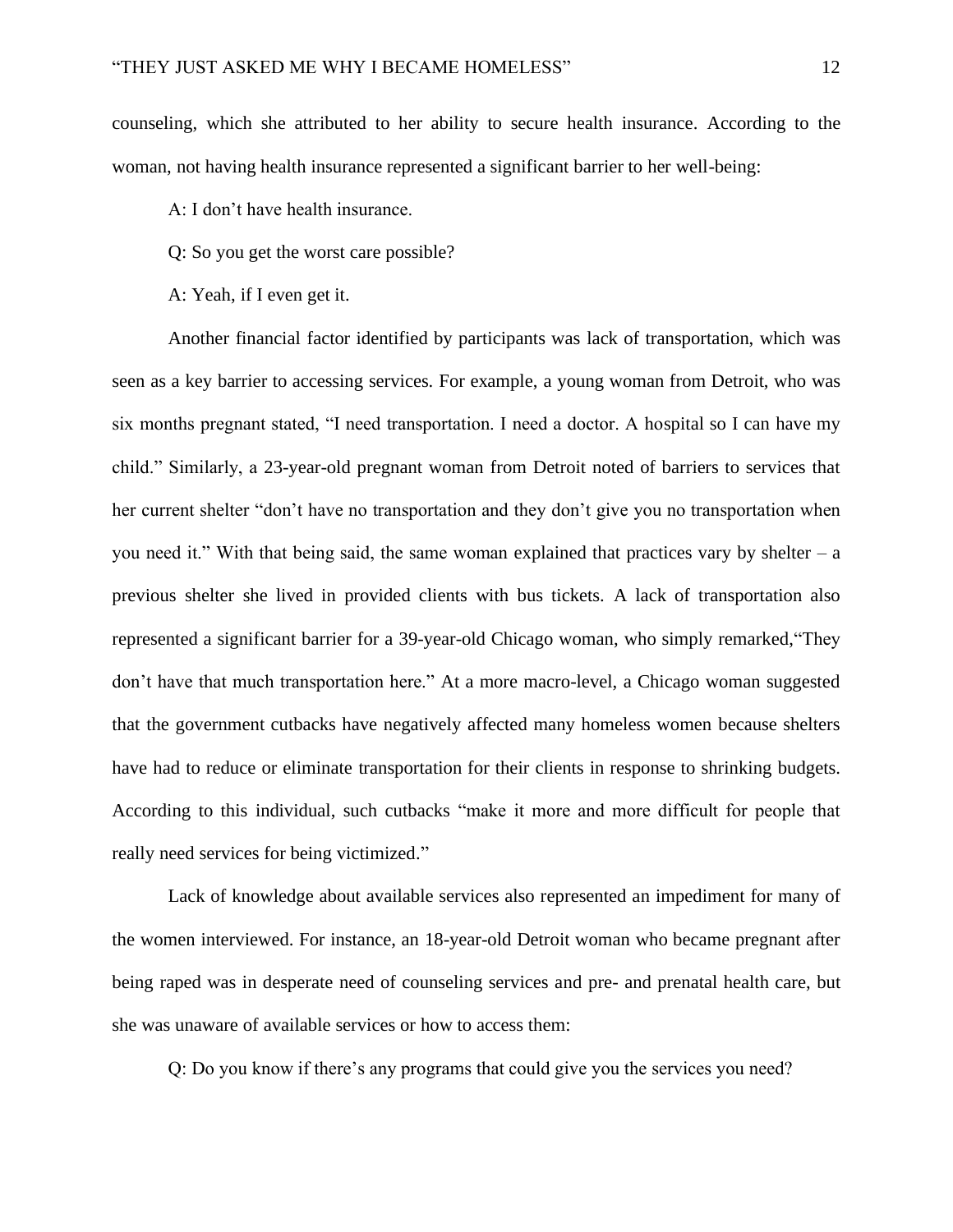counseling, which she attributed to her ability to secure health insurance. According to the woman, not having health insurance represented a significant barrier to her well-being:

A: I don't have health insurance.

Q: So you get the worst care possible?

A: Yeah, if I even get it.

Another financial factor identified by participants was lack of transportation, which was seen as a key barrier to accessing services. For example, a young woman from Detroit, who was six months pregnant stated, "I need transportation. I need a doctor. A hospital so I can have my child." Similarly, a 23-year-old pregnant woman from Detroit noted of barriers to services that her current shelter "don't have no transportation and they don't give you no transportation when you need it." With that being said, the same woman explained that practices vary by shelter – a previous shelter she lived in provided clients with bus tickets. A lack of transportation also represented a significant barrier for a 39-year-old Chicago woman, who simply remarked,"They don't have that much transportation here." At a more macro-level, a Chicago woman suggested that the government cutbacks have negatively affected many homeless women because shelters have had to reduce or eliminate transportation for their clients in response to shrinking budgets. According to this individual, such cutbacks "make it more and more difficult for people that really need services for being victimized."

Lack of knowledge about available services also represented an impediment for many of the women interviewed. For instance, an 18-year-old Detroit woman who became pregnant after being raped was in desperate need of counseling services and pre- and prenatal health care, but she was unaware of available services or how to access them:

Q: Do you know if there's any programs that could give you the services you need?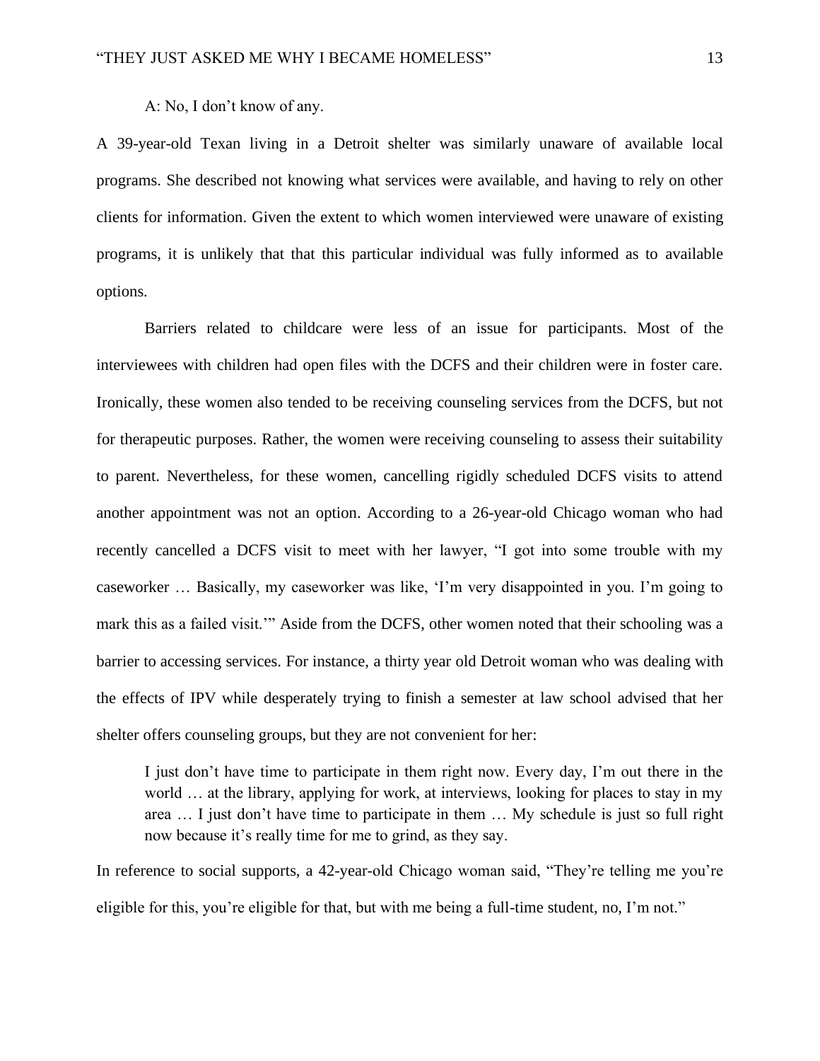A: No, I don't know of any.

A 39-year-old Texan living in a Detroit shelter was similarly unaware of available local programs. She described not knowing what services were available, and having to rely on other clients for information. Given the extent to which women interviewed were unaware of existing programs, it is unlikely that that this particular individual was fully informed as to available options.

Barriers related to childcare were less of an issue for participants. Most of the interviewees with children had open files with the DCFS and their children were in foster care. Ironically, these women also tended to be receiving counseling services from the DCFS, but not for therapeutic purposes. Rather, the women were receiving counseling to assess their suitability to parent. Nevertheless, for these women, cancelling rigidly scheduled DCFS visits to attend another appointment was not an option. According to a 26-year-old Chicago woman who had recently cancelled a DCFS visit to meet with her lawyer, "I got into some trouble with my caseworker … Basically, my caseworker was like, 'I'm very disappointed in you. I'm going to mark this as a failed visit.'" Aside from the DCFS, other women noted that their schooling was a barrier to accessing services. For instance, a thirty year old Detroit woman who was dealing with the effects of IPV while desperately trying to finish a semester at law school advised that her shelter offers counseling groups, but they are not convenient for her:

> I just don't have time to participate in them right now. Every day, I'm out there in the world … at the library, applying for work, at interviews, looking for places to stay in my area … I just don't have time to participate in them … My schedule is just so full right now because it's really time for me to grind, as they say.

In reference to social supports, a 42-year-old Chicago woman said, "They're telling me you're eligible for this, you're eligible for that, but with me being a full-time student, no, I'm not."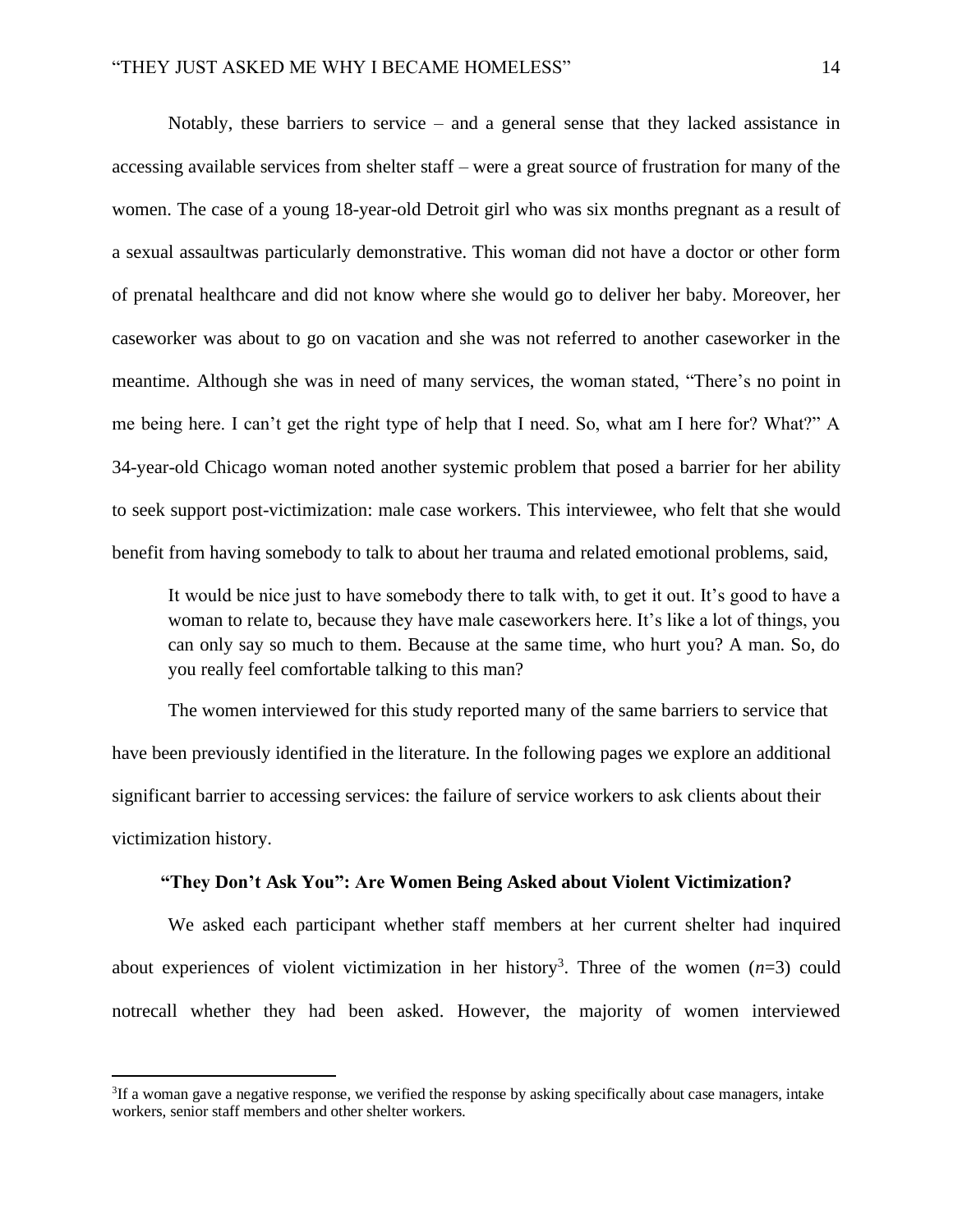Notably, these barriers to service – and a general sense that they lacked assistance in accessing available services from shelter staff – were a great source of frustration for many of the women. The case of a young 18-year-old Detroit girl who was six months pregnant as a result of a sexual assaultwas particularly demonstrative. This woman did not have a doctor or other form of prenatal healthcare and did not know where she would go to deliver her baby. Moreover, her caseworker was about to go on vacation and she was not referred to another caseworker in the meantime. Although she was in need of many services, the woman stated, "There's no point in me being here. I can't get the right type of help that I need. So, what am I here for? What?" A 34-year-old Chicago woman noted another systemic problem that posed a barrier for her ability to seek support post-victimization: male case workers. This interviewee, who felt that she would benefit from having somebody to talk to about her trauma and related emotional problems, said,

> It would be nice just to have somebody there to talk with, to get it out. It's good to have a woman to relate to, because they have male caseworkers here. It's like a lot of things, you can only say so much to them. Because at the same time, who hurt you? A man. So, do you really feel comfortable talking to this man?

The women interviewed for this study reported many of the same barriers to service that have been previously identified in the literature. In the following pages we explore an additional significant barrier to accessing services: the failure of service workers to ask clients about their victimization history.

### "They Don't Ask You": Are Women Being Asked about Violent Victimization?

We asked each participant whether staff members at her current shelter had inquired about experiences of violent victimization in her history[3]. Three of the women (*n*=3) could notrecall whether they had been asked. However, the majority of women interviewed

[3] If a woman gave a negative response, we verified the response by asking specifically about case managers, intake workers, senior staff members and other shelter workers.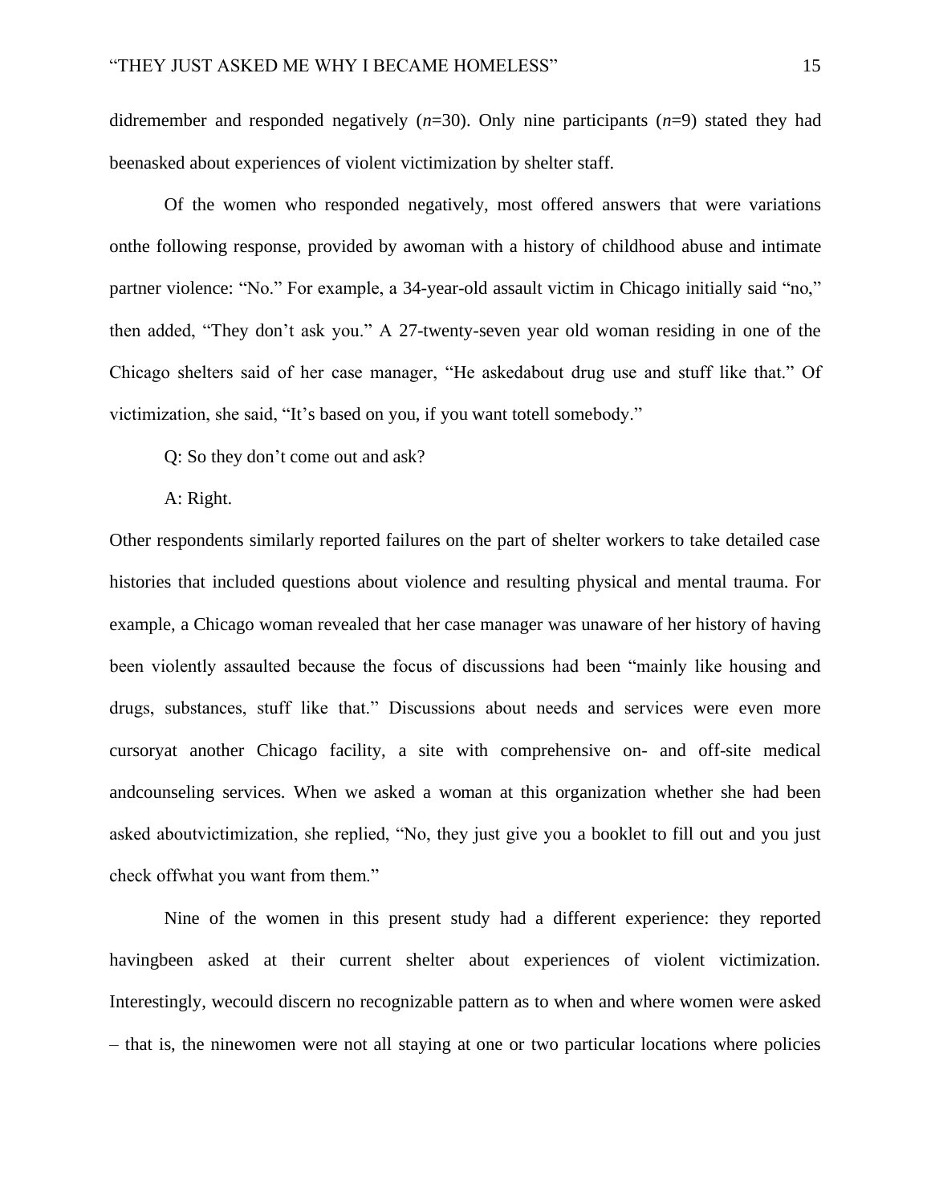didremember and responded negatively (*n*=30). Only nine participants (*n*=9) stated they had beenasked about experiences of violent victimization by shelter staff.

Of the women who responded negatively, most offered answers that were variations onthe following response, provided by awoman with a history of childhood abuse and intimate partner violence: "No." For example, a 34-year-old assault victim in Chicago initially said "no," then added, "They don't ask you." A 27-twenty-seven year old woman residing in one of the Chicago shelters said of her case manager, "He askedabout drug use and stuff like that." Of victimization, she said, "It's based on you, if you want totell somebody."

Q: So they don't come out and ask?

A: Right.

Other respondents similarly reported failures on the part of shelter workers to take detailed case histories that included questions about violence and resulting physical and mental trauma. For example, a Chicago woman revealed that her case manager was unaware of her history of having been violently assaulted because the focus of discussions had been "mainly like housing and drugs, substances, stuff like that." Discussions about needs and services were even more cursoryat another Chicago facility, a site with comprehensive on- and off-site medical andcounseling services. When we asked a woman at this organization whether she had been asked aboutvictimization, she replied, "No, they just give you a booklet to fill out and you just check offwhat you want from them."

Nine of the women in this present study had a different experience: they reported havingbeen asked at their current shelter about experiences of violent victimization. Interestingly, wecould discern no recognizable pattern as to when and where women were asked – that is, the ninewomen were not all staying at one or two particular locations where policies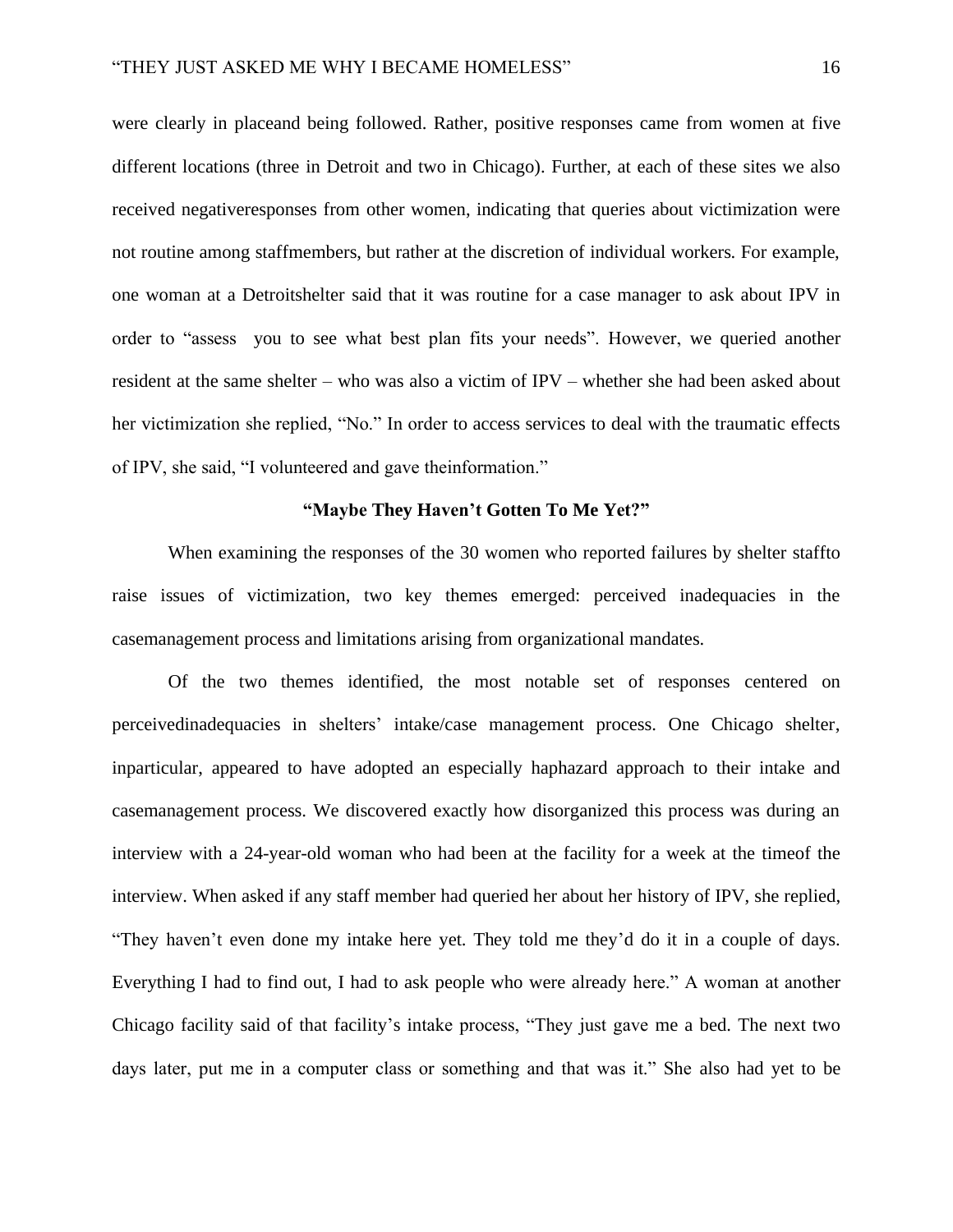were clearly in placeand being followed. Rather, positive responses came from women at five different locations (three in Detroit and two in Chicago). Further, at each of these sites we also received negativeresponses from other women, indicating that queries about victimization were not routine among staffmembers, but rather at the discretion of individual workers. For example, one woman at a Detroitshelter said that it was routine for a case manager to ask about IPV in order to "assess you to see what best plan fits your needs". However, we queried another resident at the same shelter – who was also a victim of IPV – whether she had been asked about her victimization she replied, "No." In order to access services to deal with the traumatic effects of IPV, she said, "I volunteered and gave theinformation."

**"Maybe They Haven't Gotten To Me Yet?"**

When examining the responses of the 30 women who reported failures by shelter staffto raise issues of victimization, two key themes emerged: perceived inadequacies in the casemanagement process and limitations arising from organizational mandates.

Of the two themes identified, the most notable set of responses centered on perceivedinadequacies in shelters' intake/case management process. One Chicago shelter, inparticular, appeared to have adopted an especially haphazard approach to their intake and casemanagement process. We discovered exactly how disorganized this process was during an interview with a 24-year-old woman who had been at the facility for a week at the timeof the interview. When asked if any staff member had queried her about her history of IPV, she replied, "They haven't even done my intake here yet. They told me they'd do it in a couple of days. Everything I had to find out, I had to ask people who were already here." A woman at another Chicago facility said of that facility's intake process, "They just gave me a bed. The next two days later, put me in a computer class or something and that was it." She also had yet to be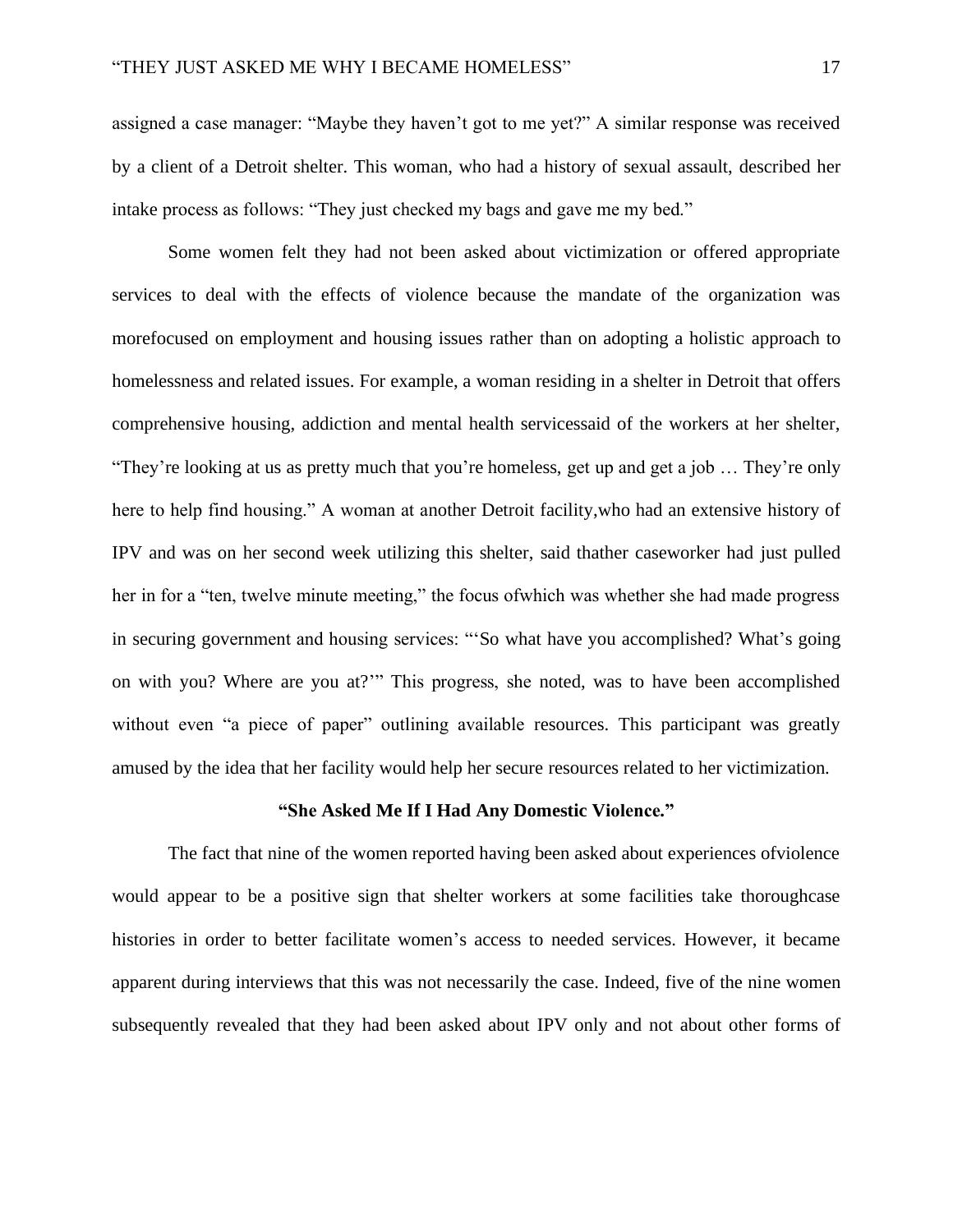assigned a case manager: "Maybe they haven't got to me yet?" A similar response was received by a client of a Detroit shelter. This woman, who had a history of sexual assault, described her intake process as follows: "They just checked my bags and gave me my bed."

Some women felt they had not been asked about victimization or offered appropriate services to deal with the effects of violence because the mandate of the organization was morefocused on employment and housing issues rather than on adopting a holistic approach to homelessness and related issues. For example, a woman residing in a shelter in Detroit that offers comprehensive housing, addiction and mental health servicessaid of the workers at her shelter, "They're looking at us as pretty much that you're homeless, get up and get a job … They're only here to help find housing." A woman at another Detroit facility,who had an extensive history of IPV and was on her second week utilizing this shelter, said thather caseworker had just pulled her in for a "ten, twelve minute meeting," the focus ofwhich was whether she had made progress in securing government and housing services: "'So what have you accomplished? What's going on with you? Where are you at?'" This progress, she noted, was to have been accomplished without even "a piece of paper" outlining available resources. This participant was greatly amused by the idea that her facility would help her secure resources related to her victimization.

### "She Asked Me If I Had Any Domestic Violence."

The fact that nine of the women reported having been asked about experiences ofviolence would appear to be a positive sign that shelter workers at some facilities take thoroughcase histories in order to better facilitate women's access to needed services. However, it became apparent during interviews that this was not necessarily the case. Indeed, five of the nine women subsequently revealed that they had been asked about IPV only and not about other forms of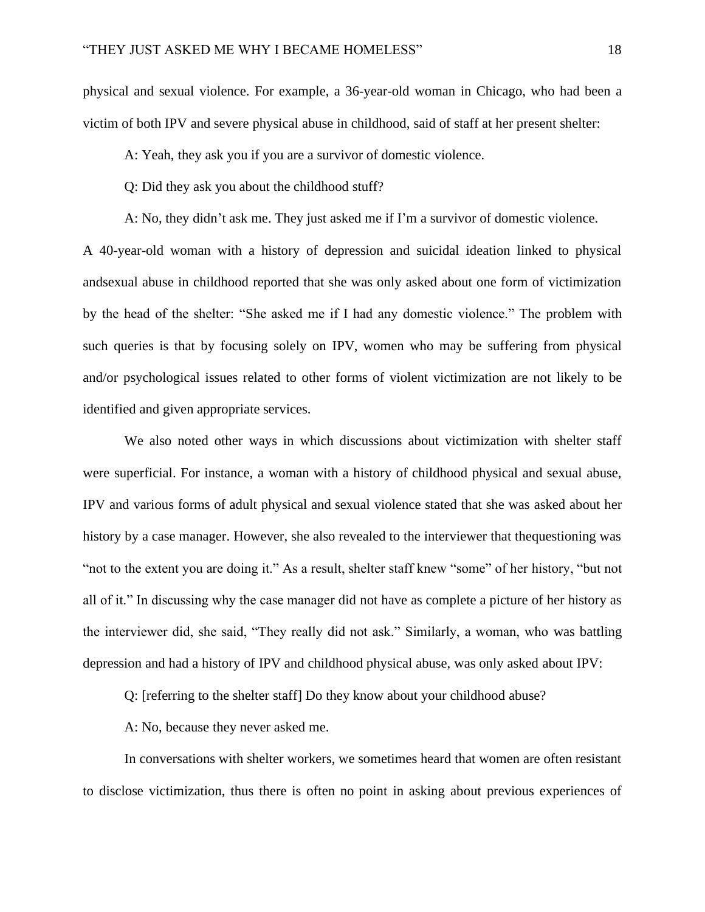physical and sexual violence. For example, a 36-year-old woman in Chicago, who had been a victim of both IPV and severe physical abuse in childhood, said of staff at her present shelter:

A: Yeah, they ask you if you are a survivor of domestic violence.

Q: Did they ask you about the childhood stuff?

A: No, they didn't ask me. They just asked me if I'm a survivor of domestic violence.

A 40-year-old woman with a history of depression and suicidal ideation linked to physical andsexual abuse in childhood reported that she was only asked about one form of victimization by the head of the shelter: "She asked me if I had any domestic violence." The problem with such queries is that by focusing solely on IPV, women who may be suffering from physical and/or psychological issues related to other forms of violent victimization are not likely to be identified and given appropriate services.

We also noted other ways in which discussions about victimization with shelter staff were superficial. For instance, a woman with a history of childhood physical and sexual abuse, IPV and various forms of adult physical and sexual violence stated that she was asked about her history by a case manager. However, she also revealed to the interviewer that thequestioning was "not to the extent you are doing it." As a result, shelter staff knew "some" of her history, "but not all of it." In discussing why the case manager did not have as complete a picture of her history as the interviewer did, she said, "They really did not ask." Similarly, a woman, who was battling depression and had a history of IPV and childhood physical abuse, was only asked about IPV:

Q: [referring to the shelter staff] Do they know about your childhood abuse?

A: No, because they never asked me.

In conversations with shelter workers, we sometimes heard that women are often resistant to disclose victimization, thus there is often no point in asking about previous experiences of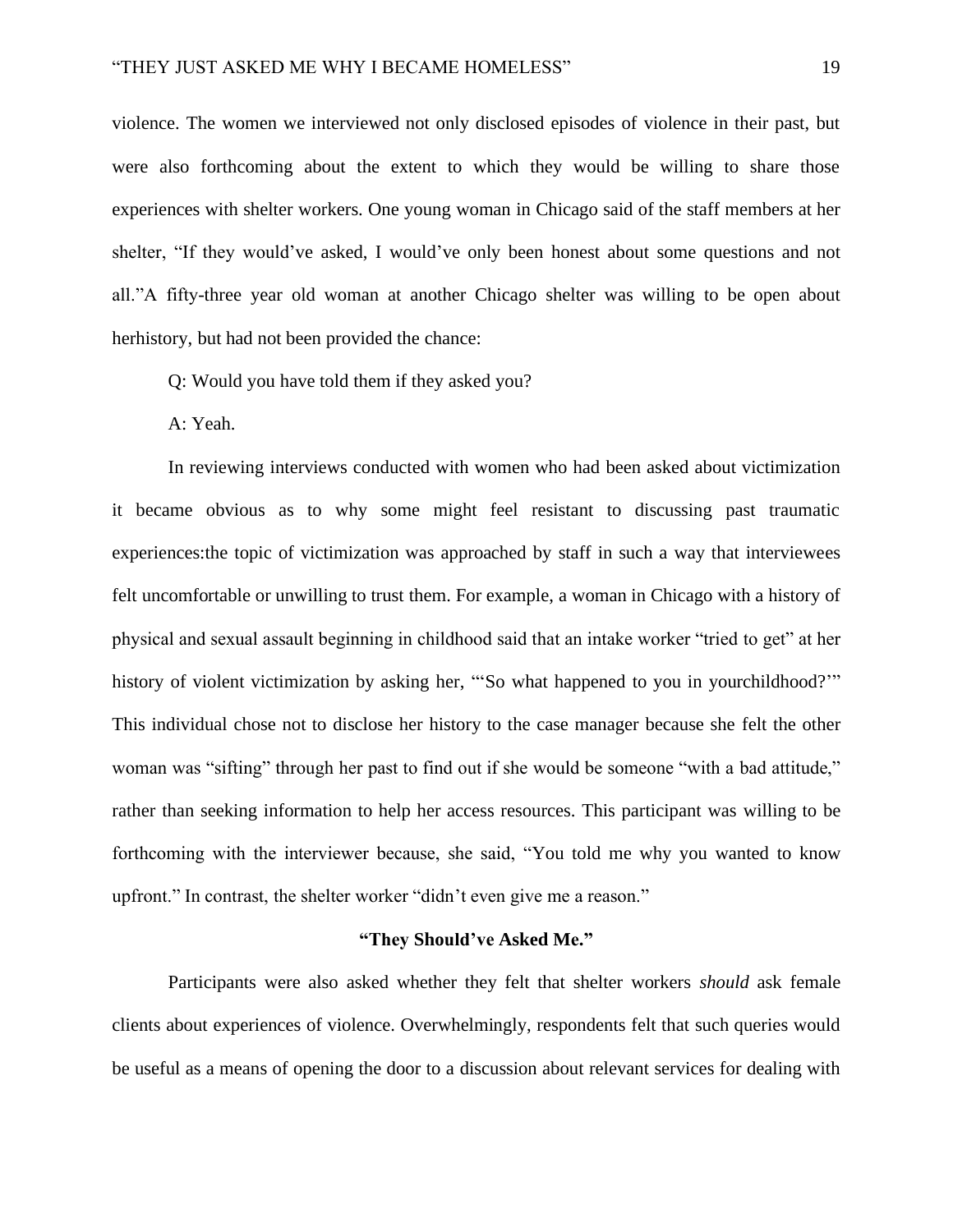violence. The women we interviewed not only disclosed episodes of violence in their past, but were also forthcoming about the extent to which they would be willing to share those experiences with shelter workers. One young woman in Chicago said of the staff members at her shelter, "If they would've asked, I would've only been honest about some questions and not all."A fifty-three year old woman at another Chicago shelter was willing to be open about herhistory, but had not been provided the chance:

Q: Would you have told them if they asked you?

A: Yeah.

In reviewing interviews conducted with women who had been asked about victimization it became obvious as to why some might feel resistant to discussing past traumatic experiences:the topic of victimization was approached by staff in such a way that interviewees felt uncomfortable or unwilling to trust them. For example, a woman in Chicago with a history of physical and sexual assault beginning in childhood said that an intake worker "tried to get" at her history of violent victimization by asking her, "'So what happened to you in yourchildhood?'" This individual chose not to disclose her history to the case manager because she felt the other woman was "sifting" through her past to find out if she would be someone "with a bad attitude," rather than seeking information to help her access resources. This participant was willing to be forthcoming with the interviewer because, she said, "You told me why you wanted to know upfront." In contrast, the shelter worker "didn't even give me a reason."

## "They Should've Asked Me."

Participants were also asked whether they felt that shelter workers *should* ask female clients about experiences of violence. Overwhelmingly, respondents felt that such queries would be useful as a means of opening the door to a discussion about relevant services for dealing with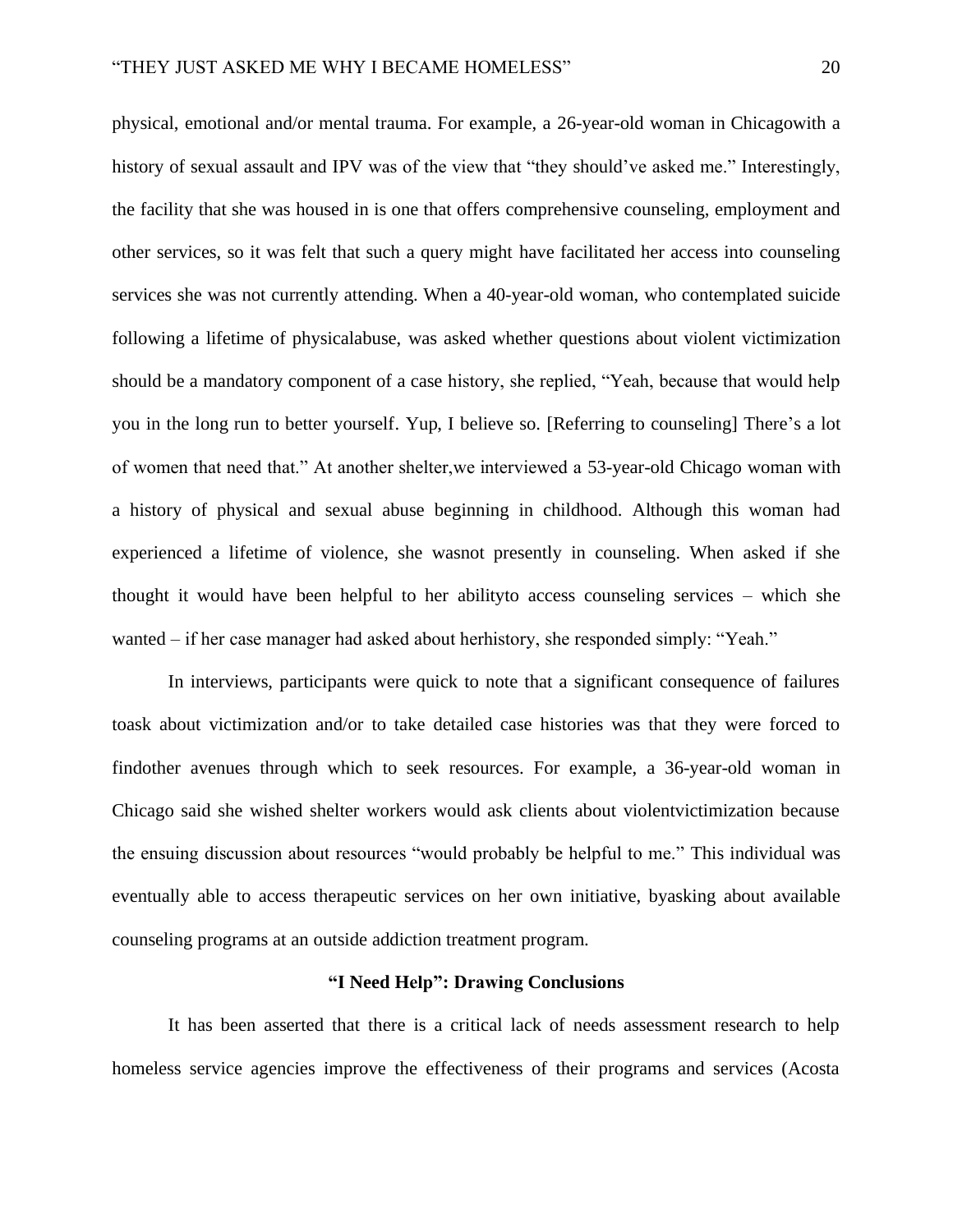physical, emotional and/or mental trauma. For example, a 26-year-old woman in Chicagowith a history of sexual assault and IPV was of the view that "they should've asked me." Interestingly, the facility that she was housed in is one that offers comprehensive counseling, employment and other services, so it was felt that such a query might have facilitated her access into counseling services she was not currently attending. When a 40-year-old woman, who contemplated suicide following a lifetime of physicalabuse, was asked whether questions about violent victimization should be a mandatory component of a case history, she replied, "Yeah, because that would help you in the long run to better yourself. Yup, I believe so. [Referring to counseling] There's a lot of women that need that." At another shelter,we interviewed a 53-year-old Chicago woman with a history of physical and sexual abuse beginning in childhood. Although this woman had experienced a lifetime of violence, she wasnot presently in counseling. When asked if she thought it would have been helpful to her abilityto access counseling services – which she wanted – if her case manager had asked about herhistory, she responded simply: "Yeah."

In interviews, participants were quick to note that a significant consequence of failures toask about victimization and/or to take detailed case histories was that they were forced to findother avenues through which to seek resources. For example, a 36-year-old woman in Chicago said she wished shelter workers would ask clients about violentvictimization because the ensuing discussion about resources "would probably be helpful to me." This individual was eventually able to access therapeutic services on her own initiative, byasking about available counseling programs at an outside addiction treatment program.

## "I Need Help": Drawing Conclusions

It has been asserted that there is a critical lack of needs assessment research to help homeless service agencies improve the effectiveness of their programs and services (Acosta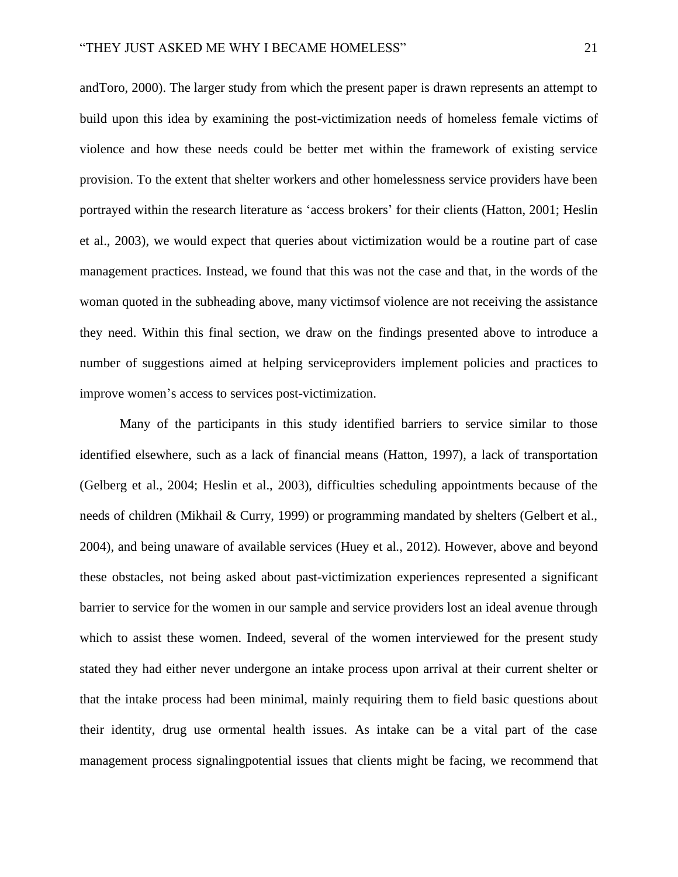andToro, 2000). The larger study from which the present paper is drawn represents an attempt to build upon this idea by examining the post-victimization needs of homeless female victims of violence and how these needs could be better met within the framework of existing service provision. To the extent that shelter workers and other homelessness service providers have been portrayed within the research literature as 'access brokers' for their clients (Hatton, 2001; Heslin et al., 2003), we would expect that queries about victimization would be a routine part of case management practices. Instead, we found that this was not the case and that, in the words of the woman quoted in the subheading above, many victimsof violence are not receiving the assistance they need. Within this final section, we draw on the findings presented above to introduce a number of suggestions aimed at helping serviceproviders implement policies and practices to improve women's access to services post-victimization.

Many of the participants in this study identified barriers to service similar to those identified elsewhere, such as a lack of financial means (Hatton, 1997), a lack of transportation (Gelberg et al., 2004; Heslin et al., 2003), difficulties scheduling appointments because of the needs of children (Mikhail & Curry, 1999) or programming mandated by shelters (Gelbert et al., 2004), and being unaware of available services (Huey et al., 2012). However, above and beyond these obstacles, not being asked about past-victimization experiences represented a significant barrier to service for the women in our sample and service providers lost an ideal avenue through which to assist these women. Indeed, several of the women interviewed for the present study stated they had either never undergone an intake process upon arrival at their current shelter or that the intake process had been minimal, mainly requiring them to field basic questions about their identity, drug use ormental health issues. As intake can be a vital part of the case management process signalingpotential issues that clients might be facing, we recommend that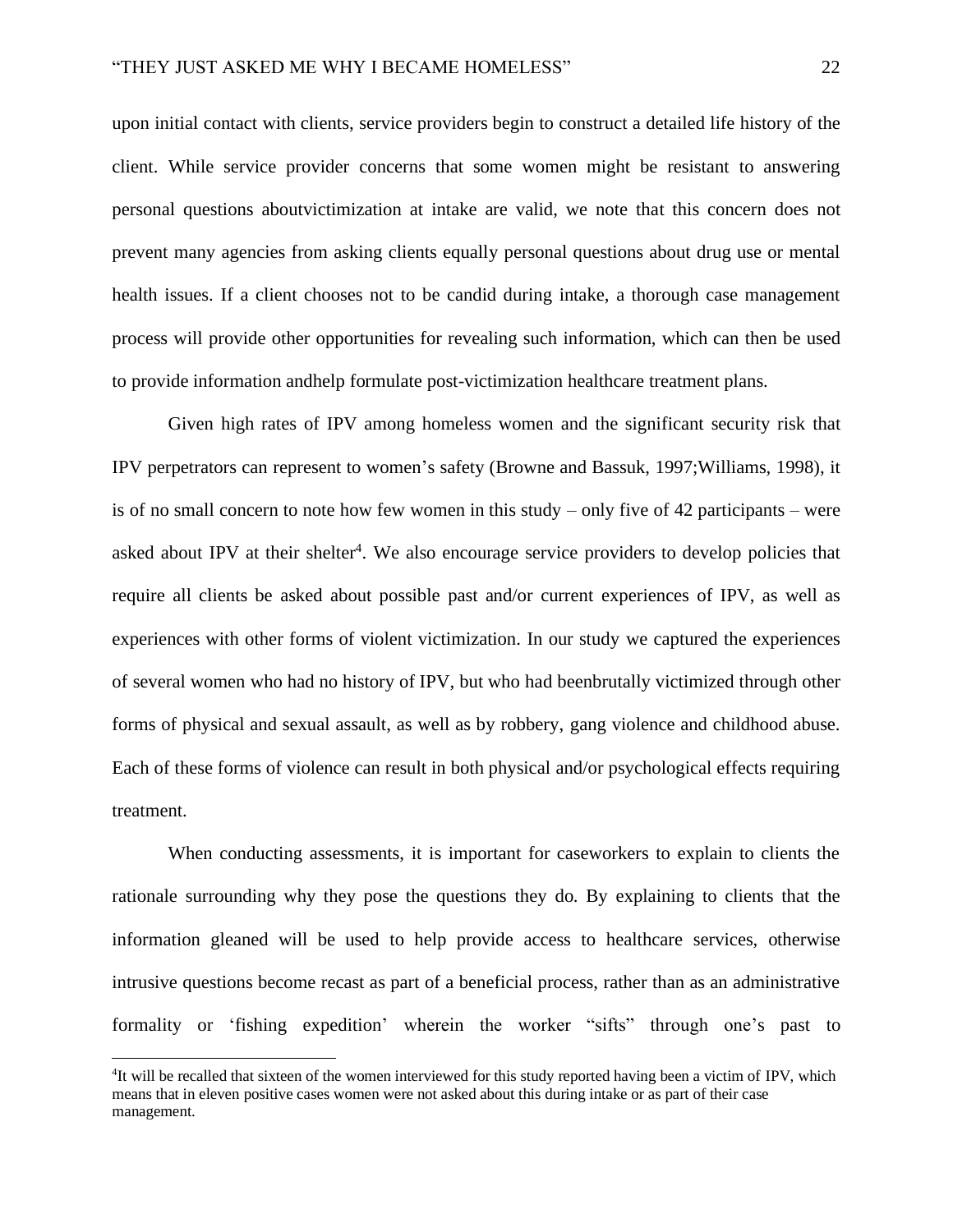upon initial contact with clients, service providers begin to construct a detailed life history of the client. While service provider concerns that some women might be resistant to answering personal questions aboutvictimization at intake are valid, we note that this concern does not prevent many agencies from asking clients equally personal questions about drug use or mental health issues. If a client chooses not to be candid during intake, a thorough case management process will provide other opportunities for revealing such information, which can then be used to provide information andhelp formulate post-victimization healthcare treatment plans.

Given high rates of IPV among homeless women and the significant security risk that IPV perpetrators can represent to women's safety (Browne and Bassuk, 1997;Williams, 1998), it is of no small concern to note how few women in this study – only five of 42 participants – were asked about IPV at their shelter[4]. We also encourage service providers to develop policies that require all clients be asked about possible past and/or current experiences of IPV, as well as experiences with other forms of violent victimization. In our study we captured the experiences of several women who had no history of IPV, but who had beenbrutally victimized through other forms of physical and sexual assault, as well as by robbery, gang violence and childhood abuse. Each of these forms of violence can result in both physical and/or psychological effects requiring treatment.

When conducting assessments, it is important for caseworkers to explain to clients the rationale surrounding why they pose the questions they do. By explaining to clients that the information gleaned will be used to help provide access to healthcare services, otherwise intrusive questions become recast as part of a beneficial process, rather than as an administrative formality or 'fishing expedition' wherein the worker "sifts" through one's past to

[4]It will be recalled that sixteen of the women interviewed for this study reported having been a victim of IPV, which means that in eleven positive cases women were not asked about this during intake or as part of their case management.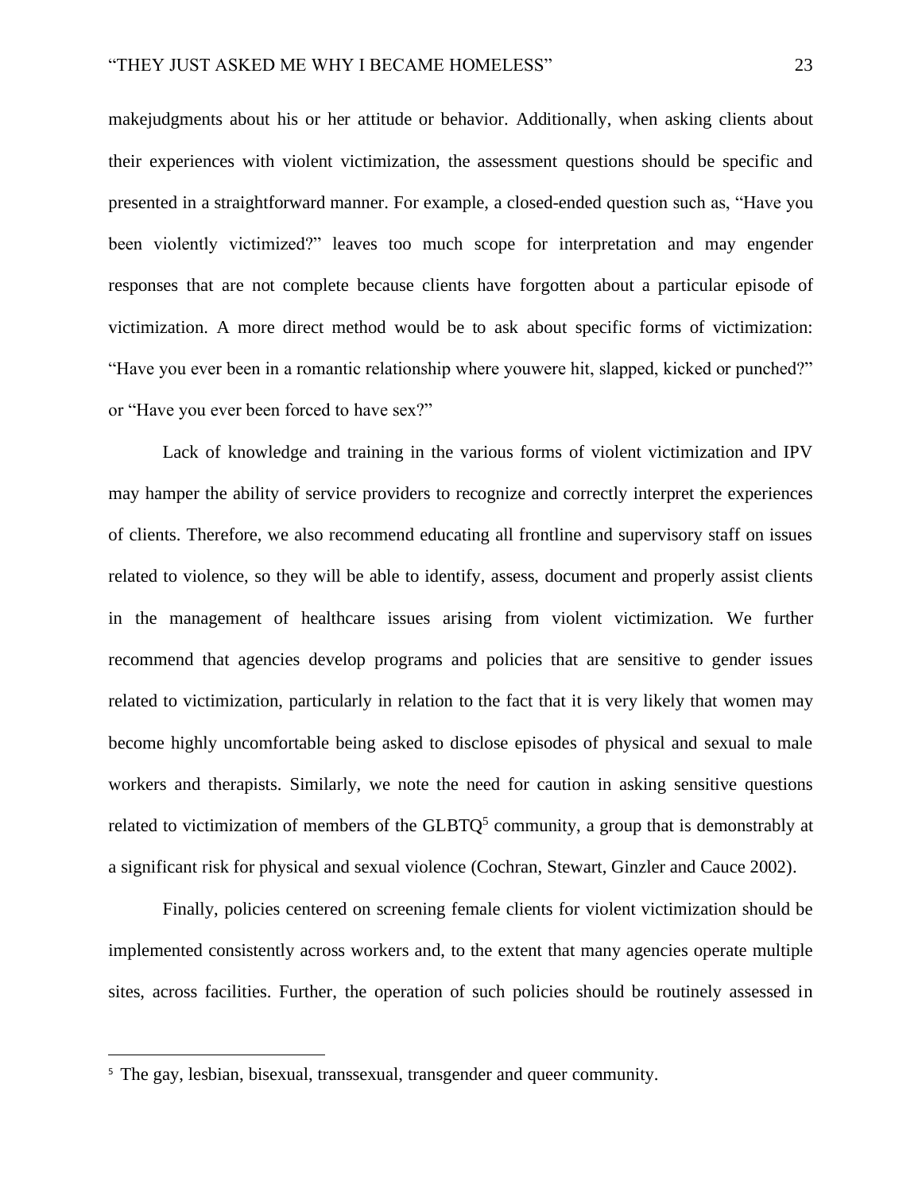makejudgments about his or her attitude or behavior. Additionally, when asking clients about their experiences with violent victimization, the assessment questions should be specific and presented in a straightforward manner. For example, a closed-ended question such as, “Have you been violently victimized?” leaves too much scope for interpretation and may engender responses that are not complete because clients have forgotten about a particular episode of victimization. A more direct method would be to ask about specific forms of victimization: “Have you ever been in a romantic relationship where youwere hit, slapped, kicked or punched?” or “Have you ever been forced to have sex?”

Lack of knowledge and training in the various forms of violent victimization and IPV may hamper the ability of service providers to recognize and correctly interpret the experiences of clients. Therefore, we also recommend educating all frontline and supervisory staff on issues related to violence, so they will be able to identify, assess, document and properly assist clients in the management of healthcare issues arising from violent victimization. We further recommend that agencies develop programs and policies that are sensitive to gender issues related to victimization, particularly in relation to the fact that it is very likely that women may become highly uncomfortable being asked to disclose episodes of physical and sexual to male workers and therapists. Similarly, we note the need for caution in asking sensitive questions related to victimization of members of the GLBTQ[5] community, a group that is demonstrably at a significant risk for physical and sexual violence (Cochran, Stewart, Ginzler and Cauce 2002).

Finally, policies centered on screening female clients for violent victimization should be implemented consistently across workers and, to the extent that many agencies operate multiple sites, across facilities. Further, the operation of such policies should be routinely assessed in

[5] The gay, lesbian, bisexual, transsexual, transgender and queer community.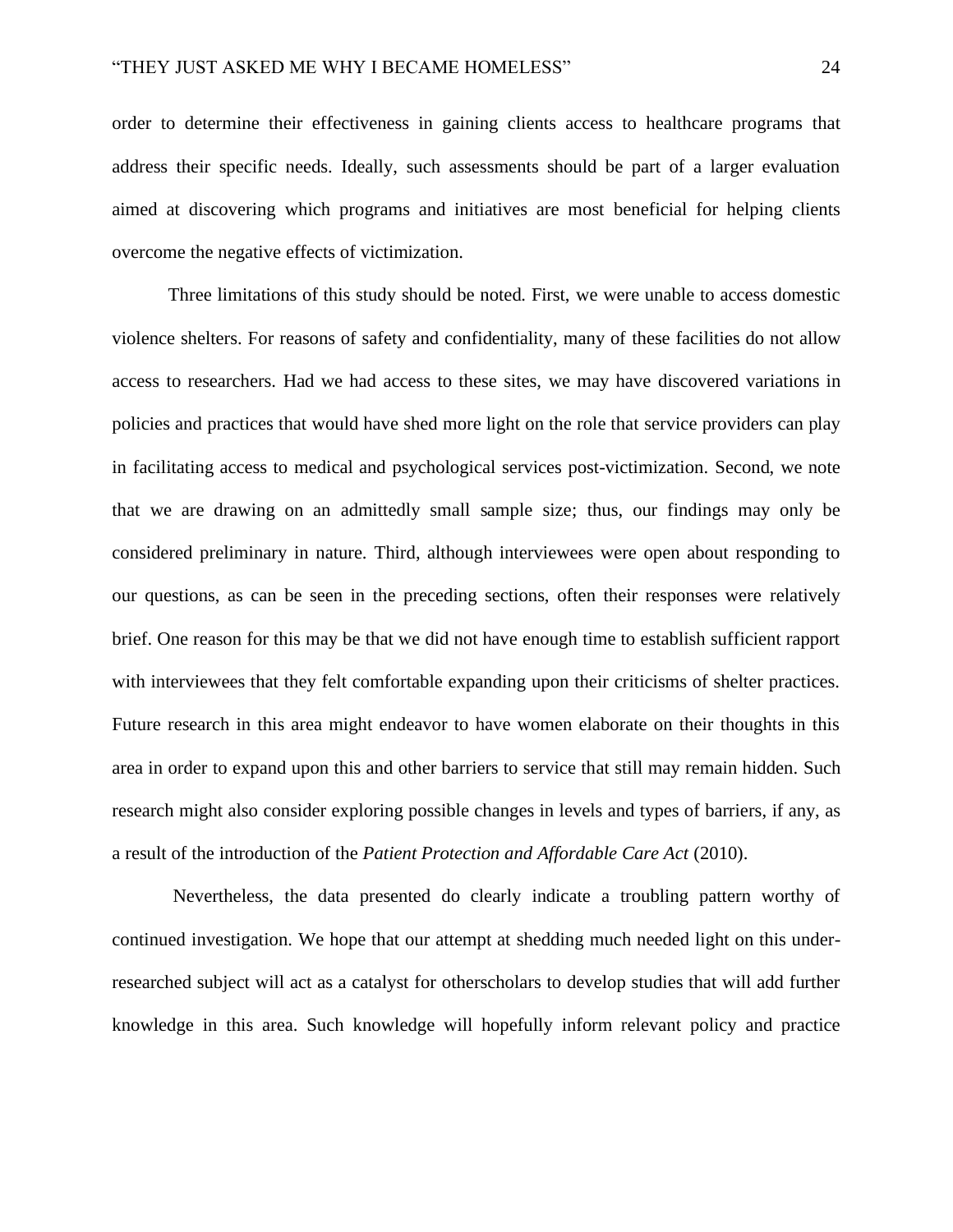order to determine their effectiveness in gaining clients access to healthcare programs that address their specific needs. Ideally, such assessments should be part of a larger evaluation aimed at discovering which programs and initiatives are most beneficial for helping clients overcome the negative effects of victimization.

Three limitations of this study should be noted. First, we were unable to access domestic violence shelters. For reasons of safety and confidentiality, many of these facilities do not allow access to researchers. Had we had access to these sites, we may have discovered variations in policies and practices that would have shed more light on the role that service providers can play in facilitating access to medical and psychological services post-victimization. Second, we note that we are drawing on an admittedly small sample size; thus, our findings may only be considered preliminary in nature. Third, although interviewees were open about responding to our questions, as can be seen in the preceding sections, often their responses were relatively brief. One reason for this may be that we did not have enough time to establish sufficient rapport with interviewees that they felt comfortable expanding upon their criticisms of shelter practices. Future research in this area might endeavor to have women elaborate on their thoughts in this area in order to expand upon this and other barriers to service that still may remain hidden. Such research might also consider exploring possible changes in levels and types of barriers, if any, as a result of the introduction of the *Patient Protection and Affordable Care Act* (2010).

Nevertheless, the data presented do clearly indicate a troubling pattern worthy of continued investigation. We hope that our attempt at shedding much needed light on this under-researched subject will act as a catalyst for otherscholars to develop studies that will add further knowledge in this area. Such knowledge will hopefully inform relevant policy and practice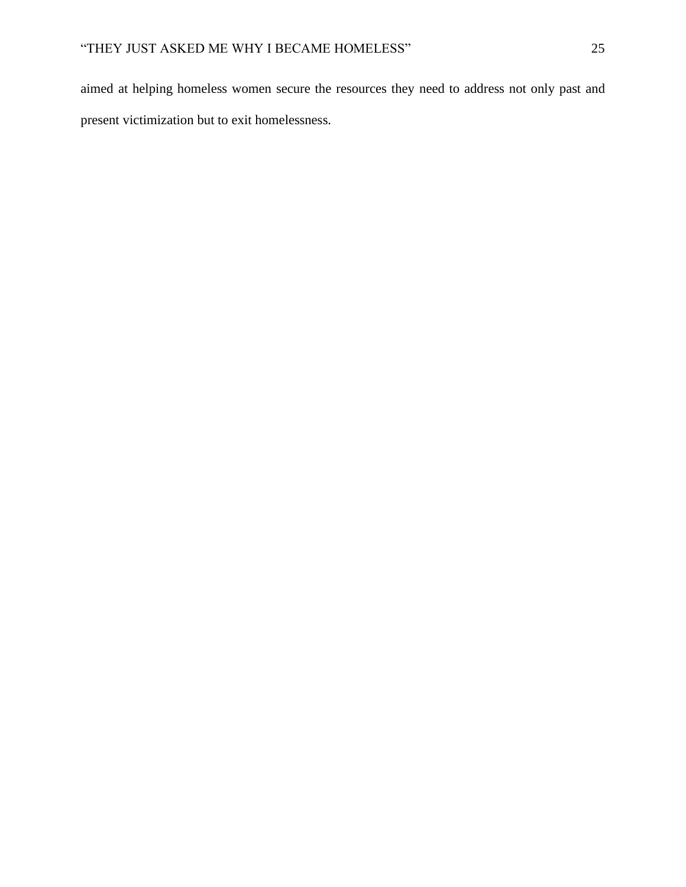aimed at helping homeless women secure the resources they need to address not only past and present victimization but to exit homelessness.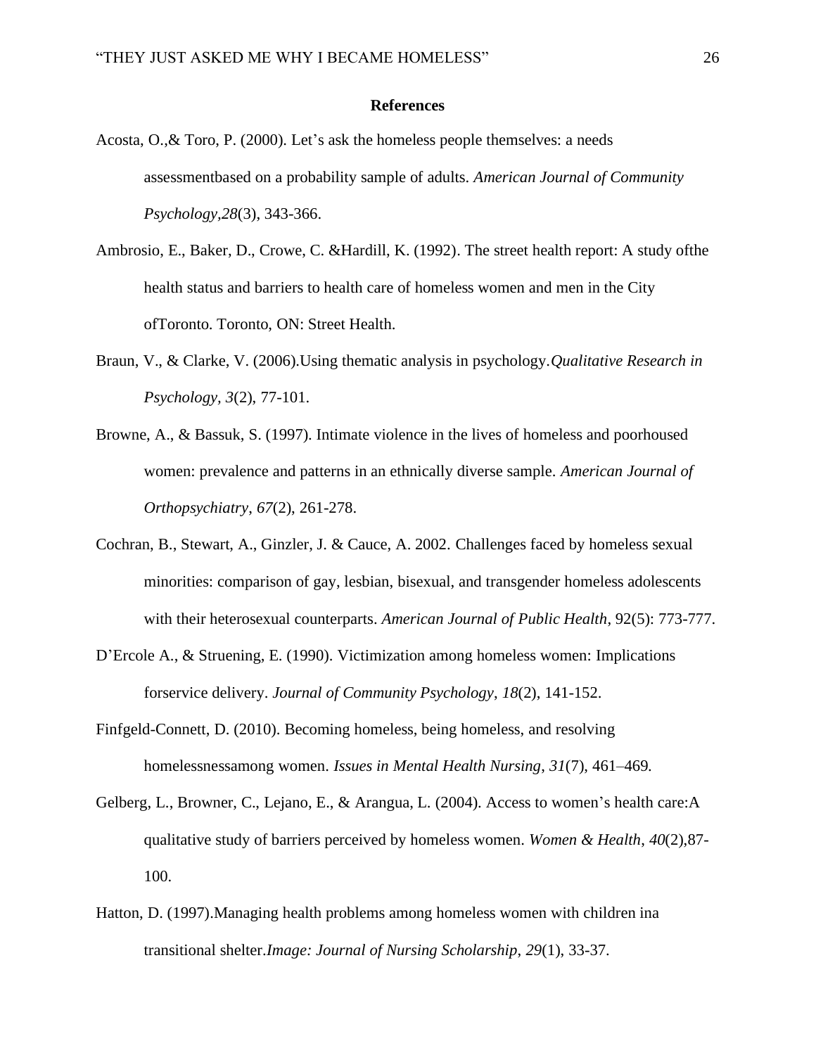## References

Acosta, O.,& Toro, P. (2000). Let's ask the homeless people themselves: a needs assessmentbased on a probability sample of adults. *American Journal of Community Psychology*,*28*(3), 343-366.

Ambrosio, E., Baker, D., Crowe, C. &Hardill, K. (1992). The street health report: A study ofthe health status and barriers to health care of homeless women and men in the City ofToronto. Toronto, ON: Street Health.

Braun, V., & Clarke, V. (2006).Using thematic analysis in psychology.*Qualitative Research in Psychology, 3*(2), 77-101.

Browne, A., & Bassuk, S. (1997). Intimate violence in the lives of homeless and poorhoused women: prevalence and patterns in an ethnically diverse sample. *American Journal of Orthopsychiatry*, *67*(2), 261-278.

Cochran, B., Stewart, A., Ginzler, J. & Cauce, A. 2002. Challenges faced by homeless sexual minorities: comparison of gay, lesbian, bisexual, and transgender homeless adolescents with their heterosexual counterparts. *American Journal of Public Health*, 92(5): 773-777.

D'Ercole A., & Struening, E. (1990). Victimization among homeless women: Implications forservice delivery. *Journal of Community Psychology*, *18*(2), 141-152.

Finfgeld-Connett, D. (2010). Becoming homeless, being homeless, and resolving homelessnessamong women. *Issues in Mental Health Nursing, 31*(7), 461–469.

Gelberg, L., Browner, C., Lejano, E., & Arangua, L. (2004). Access to women's health care:A qualitative study of barriers perceived by homeless women. *Women & Health*, *40*(2),87-100.

Hatton, D. (1997).Managing health problems among homeless women with children ina transitional shelter.*Image: Journal of Nursing Scholarship*, *29*(1), 33-37.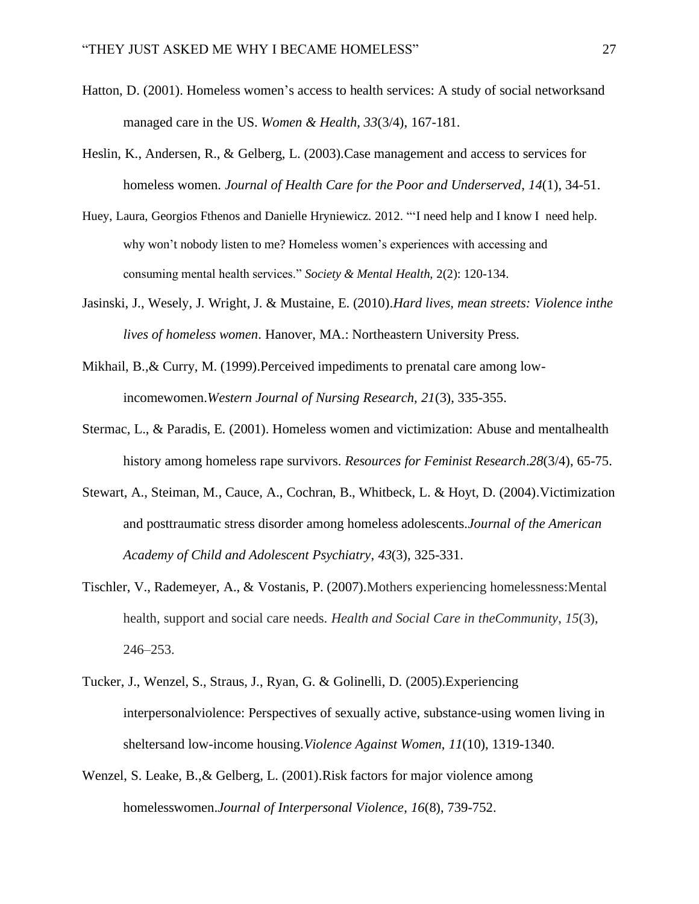Hatton, D. (2001). Homeless women's access to health services: A study of social networksand managed care in the US. *Women & Health, 33*(3/4), 167-181.

Heslin, K., Andersen, R., & Gelberg, L. (2003).Case management and access to services for homeless women. *Journal of Health Care for the Poor and Underserved*, *14*(1), 34-51.

Huey, Laura, Georgios Fthenos and Danielle Hryniewicz. 2012. "'I need help and I know I need help. why won't nobody listen to me? Homeless women's experiences with accessing and consuming mental health services." *Society & Mental Health*, 2(2): 120-134.

Jasinski, J., Wesely, J. Wright, J. & Mustaine, E. (2010).*Hard lives, mean streets: Violence inthe lives of homeless women*. Hanover, MA.: Northeastern University Press.

Mikhail, B.,& Curry, M. (1999).Perceived impediments to prenatal care among low-incomewomen.*Western Journal of Nursing Research, 21*(3), 335-355.

Stermac, L., & Paradis, E. (2001). Homeless women and victimization: Abuse and mentalhealth history among homeless rape survivors. *Resources for Feminist Research*.*28*(3/4), 65-75.

Stewart, A., Steiman, M., Cauce, A., Cochran, B., Whitbeck, L. & Hoyt, D. (2004).Victimization and posttraumatic stress disorder among homeless adolescents.*Journal of the American Academy of Child and Adolescent Psychiatry*, *43*(3), 325-331.

Tischler, V., Rademeyer, A., & Vostanis, P. (2007).Mothers experiencing homelessness:Mental health, support and social care needs. *Health and Social Care in theCommunity*, *15*(3), 246–253.

Tucker, J., Wenzel, S., Straus, J., Ryan, G. & Golinelli, D. (2005).Experiencing interpersonalviolence: Perspectives of sexually active, substance-using women living in sheltersand low-income housing.*Violence Against Women*, *11*(10), 1319-1340.

Wenzel, S. Leake, B.,& Gelberg, L. (2001).Risk factors for major violence among homelesswomen.*Journal of Interpersonal Violence*, *16*(8), 739-752.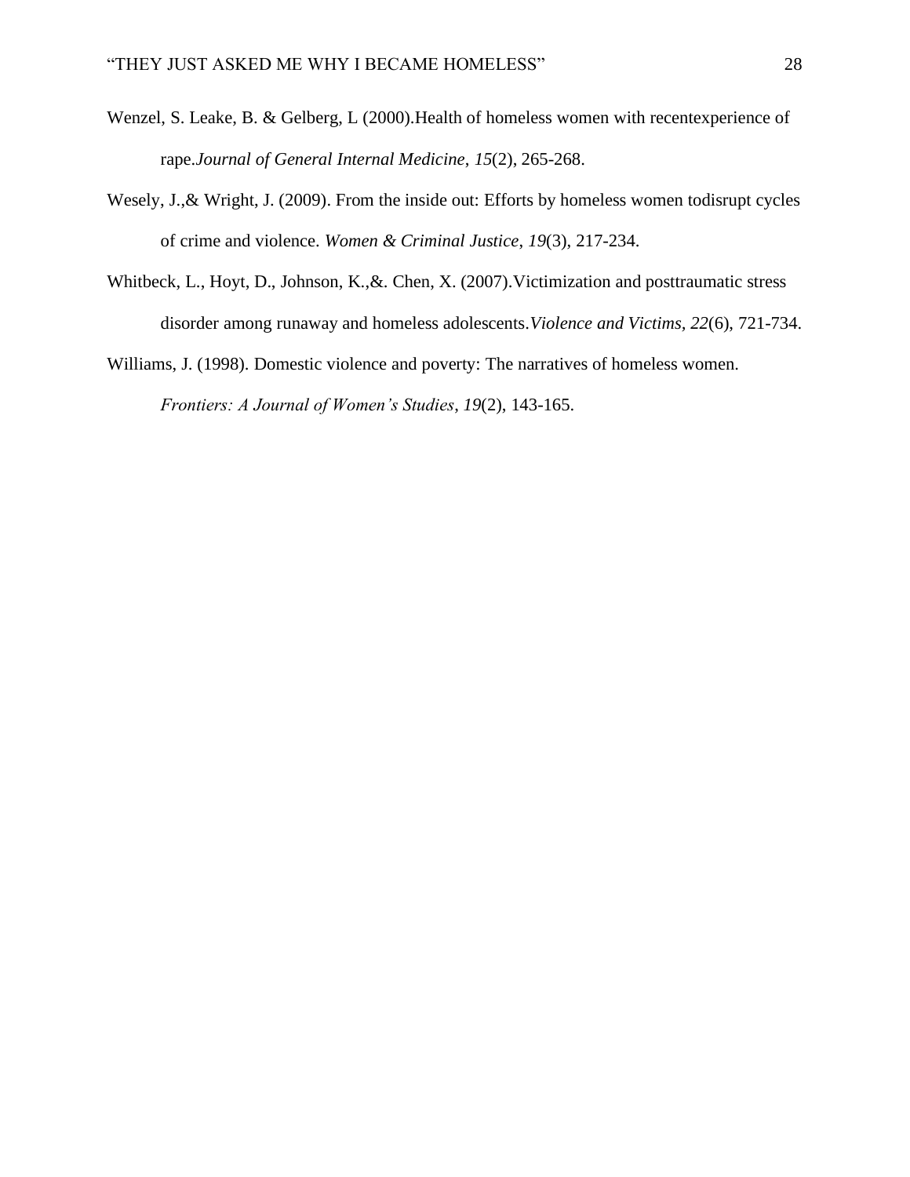Wenzel, S. Leake, B. & Gelberg, L (2000).Health of homeless women with recentexperience of rape.*Journal of General Internal Medicine*, *15*(2), 265-268.

Wesely, J.,& Wright, J. (2009). From the inside out: Efforts by homeless women todisrupt cycles of crime and violence. *Women & Criminal Justice*, *19*(3), 217-234.

Whitbeck, L., Hoyt, D., Johnson, K.,&. Chen, X. (2007).Victimization and posttraumatic stress disorder among runaway and homeless adolescents.*Violence and Victims, 22*(6), 721-734.

Williams, J. (1998). Domestic violence and poverty: The narratives of homeless women. *Frontiers: A Journal of Women's Studies*, *19*(2), 143-165.